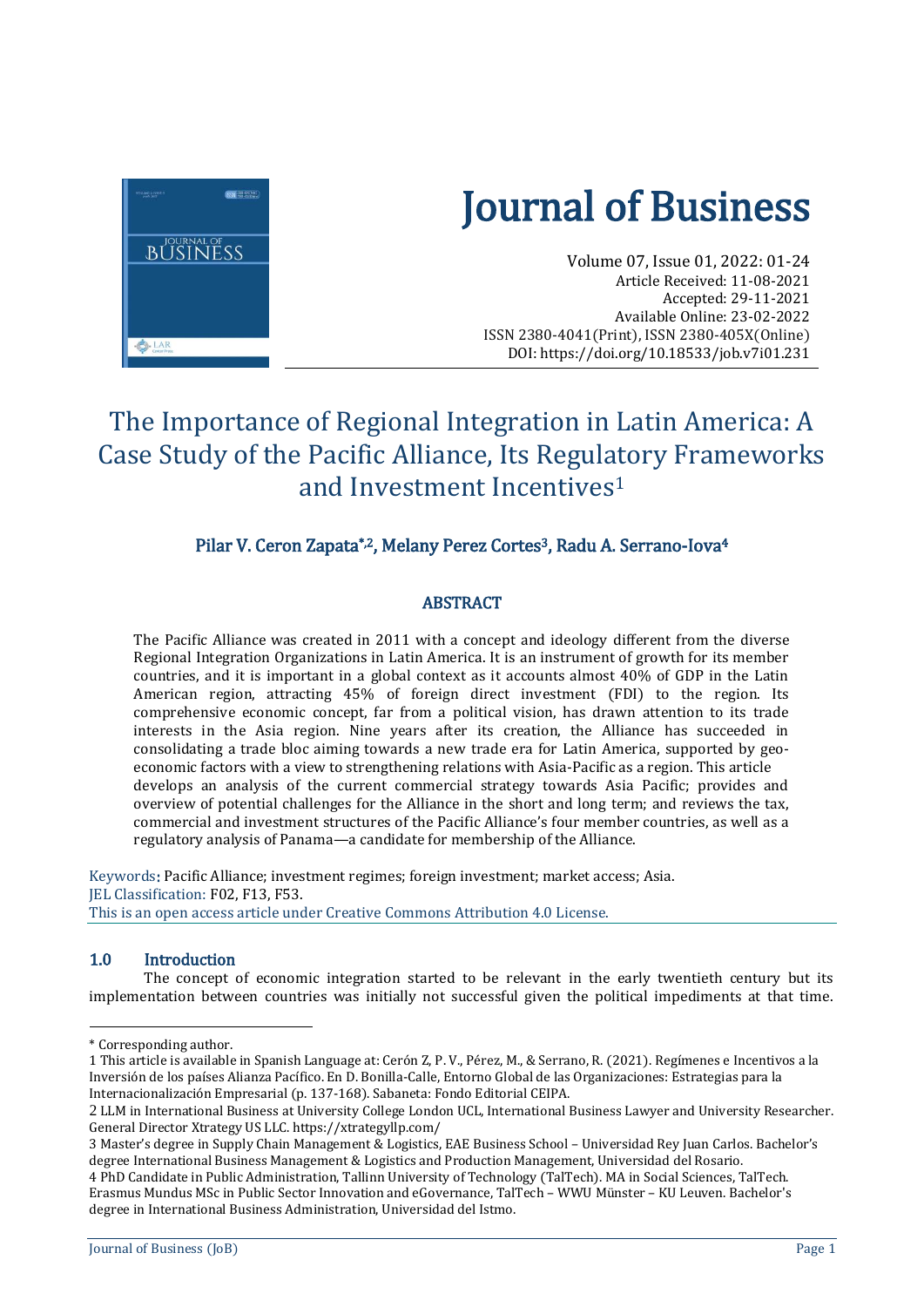# Journal of Business

Volume 07, Issue 01, 2022: 01-24
Article Received: 11-08-2021
Accepted: 29-11-2021
Available Online: 23-02-2022
ISSN 2380-4041(Print), ISSN 2380-405X(Online)
DOI: https://doi.org/10.18533/job.v7i01.231

## The Importance of Regional Integration in Latin America: A Case Study of the Pacific Alliance, Its Regulatory Frameworks and Investment Incentives[1]

**Pilar V. Ceron Zapata[*,2], Melany Perez Cortes[3], Radu A. Serrano-Iova[4]**

### ABSTRACT

The Pacific Alliance was created in 2011 with a concept and ideology different from the diverse Regional Integration Organizations in Latin America. It is an instrument of growth for its member countries, and it is important in a global context as it accounts almost 40% of GDP in the Latin American region, attracting 45% of foreign direct investment (FDI) to the region. Its comprehensive economic concept, far from a political vision, has drawn attention to its trade interests in the Asia region. Nine years after its creation, the Alliance has succeeded in consolidating a trade bloc aiming towards a new trade era for Latin America, supported by geo-economic factors with a view to strengthening relations with Asia-Pacific as a region. This article develops an analysis of the current commercial strategy towards Asia Pacific; provides and overview of potential challenges for the Alliance in the short and long term; and reviews the tax, commercial and investment structures of the Pacific Alliance's four member countries, as well as a regulatory analysis of Panama—a candidate for membership of the Alliance.

Keywords: Pacific Alliance; investment regimes; foreign investment; market access; Asia.
JEL Classification: F02, F13, F53.
This is an open access article under Creative Commons Attribution 4.0 License.

## 1.0 Introduction

The concept of economic integration started to be relevant in the early twentieth century but its implementation between countries was initially not successful given the political impediments at that time.

---

* Corresponding author.

1 This article is available in Spanish Language at: Cerón Z, P. V., Pérez, M., & Serrano, R. (2021). Regímenes e Incentivos a la Inversión de los países Alianza Pacífico. En D. Bonilla-Calle, Entorno Global de las Organizaciones: Estrategias para la Internacionalización Empresarial (p. 137-168). Sabaneta: Fondo Editorial CEIPA.

2 LLM in International Business at University College London UCL, International Business Lawyer and University Researcher. General Director Xtrategy US LLC. https://xtrategyllp.com/

3 Master's degree in Supply Chain Management & Logistics, EAE Business School – Universidad Rey Juan Carlos. Bachelor's degree International Business Management & Logistics and Production Management, Universidad del Rosario.

4 PhD Candidate in Public Administration, Tallinn University of Technology (TalTech). MA in Social Sciences, TalTech. Erasmus Mundus MSc in Public Sector Innovation and eGovernance, TalTech – WWU Münster – KU Leuven. Bachelor's degree in International Business Administration, Universidad del Istmo.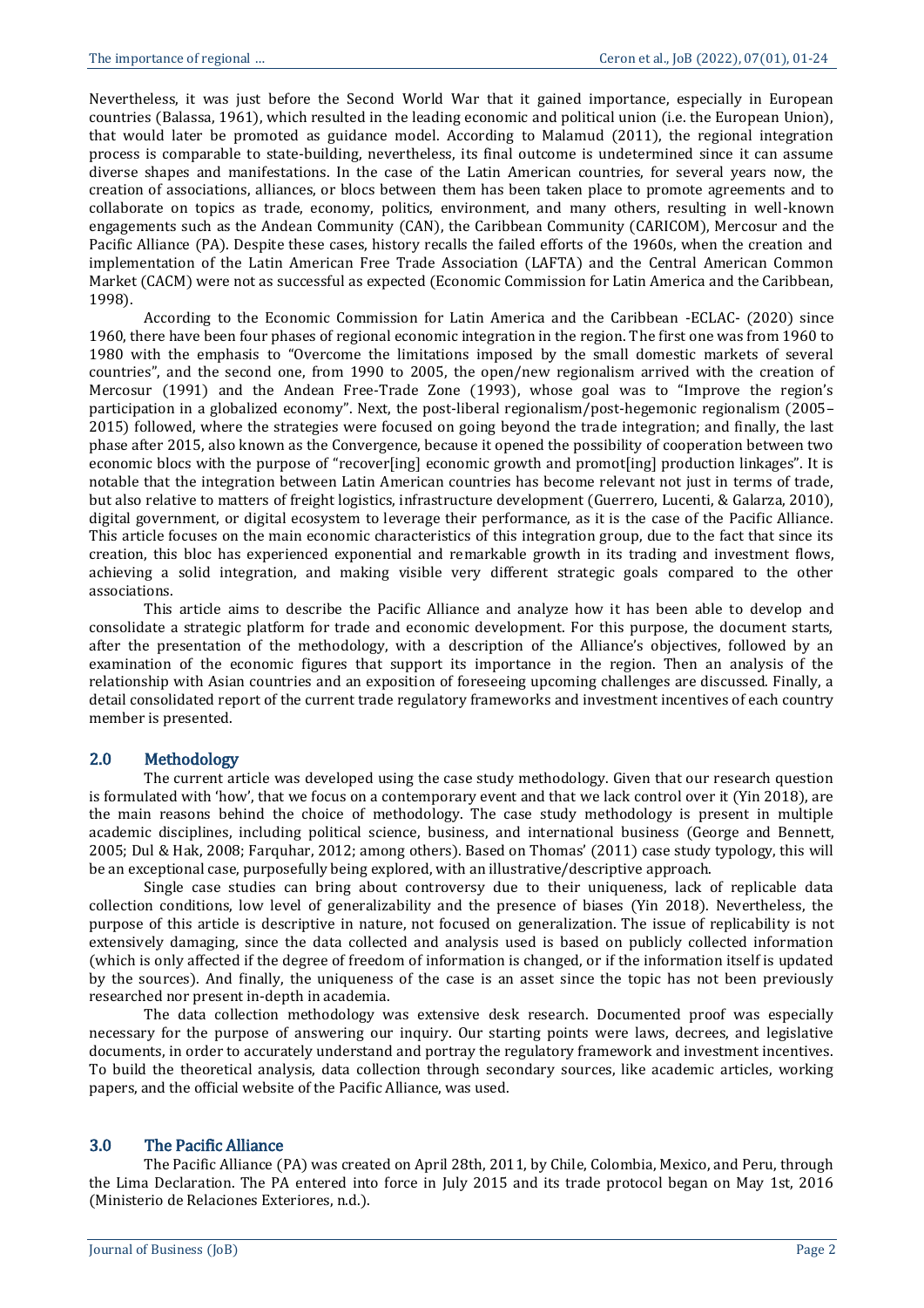Nevertheless, it was just before the Second World War that it gained importance, especially in European countries (Balassa, 1961), which resulted in the leading economic and political union (i.e. the European Union), that would later be promoted as guidance model. According to Malamud (2011), the regional integration process is comparable to state-building, nevertheless, its final outcome is undetermined since it can assume diverse shapes and manifestations. In the case of the Latin American countries, for several years now, the creation of associations, alliances, or blocs between them has been taken place to promote agreements and to collaborate on topics as trade, economy, politics, environment, and many others, resulting in well-known engagements such as the Andean Community (CAN), the Caribbean Community (CARICOM), Mercosur and the Pacific Alliance (PA). Despite these cases, history recalls the failed efforts of the 1960s, when the creation and implementation of the Latin American Free Trade Association (LAFTA) and the Central American Common Market (CACM) were not as successful as expected (Economic Commission for Latin America and the Caribbean, 1998).

According to the Economic Commission for Latin America and the Caribbean -ECLAC- (2020) since 1960, there have been four phases of regional economic integration in the region. The first one was from 1960 to 1980 with the emphasis to "Overcome the limitations imposed by the small domestic markets of several countries", and the second one, from 1990 to 2005, the open/new regionalism arrived with the creation of Mercosur (1991) and the Andean Free-Trade Zone (1993), whose goal was to "Improve the region's participation in a globalized economy". Next, the post-liberal regionalism/post-hegemonic regionalism (2005–2015) followed, where the strategies were focused on going beyond the trade integration; and finally, the last phase after 2015, also known as the Convergence, because it opened the possibility of cooperation between two economic blocs with the purpose of "recover[ing] economic growth and promot[ing] production linkages". It is notable that the integration between Latin American countries has become relevant not just in terms of trade, but also relative to matters of freight logistics, infrastructure development (Guerrero, Lucenti, & Galarza, 2010), digital government, or digital ecosystem to leverage their performance, as it is the case of the Pacific Alliance. This article focuses on the main economic characteristics of this integration group, due to the fact that since its creation, this bloc has experienced exponential and remarkable growth in its trading and investment flows, achieving a solid integration, and making visible very different strategic goals compared to the other associations.

This article aims to describe the Pacific Alliance and analyze how it has been able to develop and consolidate a strategic platform for trade and economic development. For this purpose, the document starts, after the presentation of the methodology, with a description of the Alliance's objectives, followed by an examination of the economic figures that support its importance in the region. Then an analysis of the relationship with Asian countries and an exposition of foreseeing upcoming challenges are discussed. Finally, a detail consolidated report of the current trade regulatory frameworks and investment incentives of each country member is presented.

## 2.0 Methodology

The current article was developed using the case study methodology. Given that our research question is formulated with 'how', that we focus on a contemporary event and that we lack control over it (Yin 2018), are the main reasons behind the choice of methodology. The case study methodology is present in multiple academic disciplines, including political science, business, and international business (George and Bennett, 2005; Dul & Hak, 2008; Farquhar, 2012; among others). Based on Thomas' (2011) case study typology, this will be an exceptional case, purposefully being explored, with an illustrative/descriptive approach.

Single case studies can bring about controversy due to their uniqueness, lack of replicable data collection conditions, low level of generalizability and the presence of biases (Yin 2018). Nevertheless, the purpose of this article is descriptive in nature, not focused on generalization. The issue of replicability is not extensively damaging, since the data collected and analysis used is based on publicly collected information (which is only affected if the degree of freedom of information is changed, or if the information itself is updated by the sources). And finally, the uniqueness of the case is an asset since the topic has not been previously researched nor present in-depth in academia.

The data collection methodology was extensive desk research. Documented proof was especially necessary for the purpose of answering our inquiry. Our starting points were laws, decrees, and legislative documents, in order to accurately understand and portray the regulatory framework and investment incentives. To build the theoretical analysis, data collection through secondary sources, like academic articles, working papers, and the official website of the Pacific Alliance, was used.

## 3.0 The Pacific Alliance

The Pacific Alliance (PA) was created on April 28th, 2011, by Chile, Colombia, Mexico, and Peru, through the Lima Declaration. The PA entered into force in July 2015 and its trade protocol began on May 1st, 2016 (Ministerio de Relaciones Exteriores, n.d.).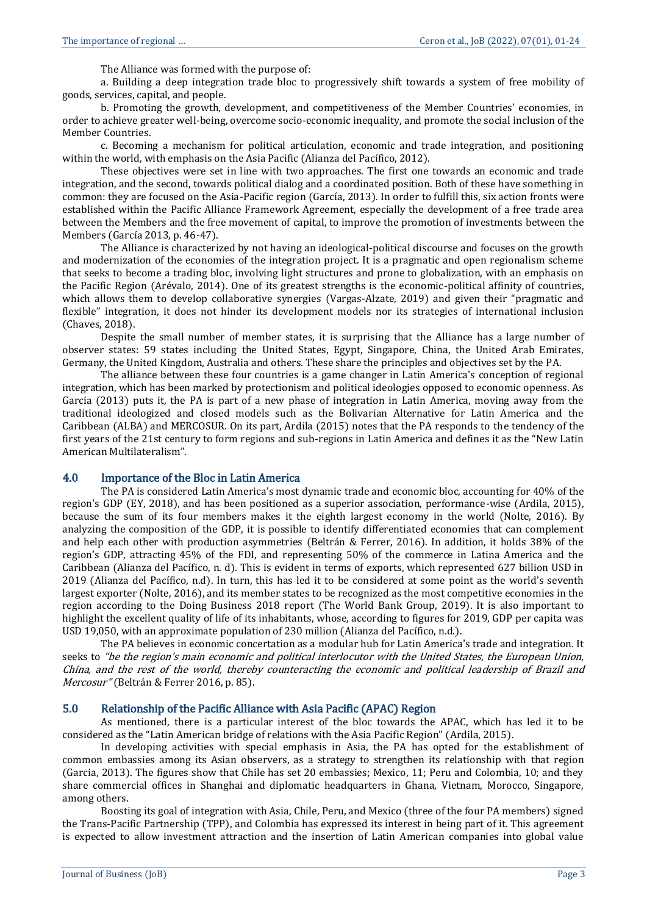The Alliance was formed with the purpose of:

a. Building a deep integration trade bloc to progressively shift towards a system of free mobility of goods, services, capital, and people.

b. Promoting the growth, development, and competitiveness of the Member Countries' economies, in order to achieve greater well-being, overcome socio-economic inequality, and promote the social inclusion of the Member Countries.

c. Becoming a mechanism for political articulation, economic and trade integration, and positioning within the world, with emphasis on the Asia Pacific (Alianza del Pacífico, 2012).

These objectives were set in line with two approaches. The first one towards an economic and trade integration, and the second, towards political dialog and a coordinated position. Both of these have something in common: they are focused on the Asia-Pacific region (García, 2013). In order to fulfill this, six action fronts were established within the Pacific Alliance Framework Agreement, especially the development of a free trade area between the Members and the free movement of capital, to improve the promotion of investments between the Members (García 2013, p. 46-47).

The Alliance is characterized by not having an ideological-political discourse and focuses on the growth and modernization of the economies of the integration project. It is a pragmatic and open regionalism scheme that seeks to become a trading bloc, involving light structures and prone to globalization, with an emphasis on the Pacific Region (Arévalo, 2014). One of its greatest strengths is the economic-political affinity of countries, which allows them to develop collaborative synergies (Vargas-Alzate, 2019) and given their "pragmatic and flexible" integration, it does not hinder its development models nor its strategies of international inclusion (Chaves, 2018).

Despite the small number of member states, it is surprising that the Alliance has a large number of observer states: 59 states including the United States, Egypt, Singapore, China, the United Arab Emirates, Germany, the United Kingdom, Australia and others. These share the principles and objectives set by the PA.

The alliance between these four countries is a game changer in Latin America's conception of regional integration, which has been marked by protectionism and political ideologies opposed to economic openness. As Garcia (2013) puts it, the PA is part of a new phase of integration in Latin America, moving away from the traditional ideologized and closed models such as the Bolivarian Alternative for Latin America and the Caribbean (ALBA) and MERCOSUR. On its part, Ardila (2015) notes that the PA responds to the tendency of the first years of the 21st century to form regions and sub-regions in Latin America and defines it as the "New Latin American Multilateralism".

## 4.0 Importance of the Bloc in Latin America

The PA is considered Latin America's most dynamic trade and economic bloc, accounting for 40% of the region's GDP (EY, 2018), and has been positioned as a superior association, performance-wise (Ardila, 2015), because the sum of its four members makes it the eighth largest economy in the world (Nolte, 2016). By analyzing the composition of the GDP, it is possible to identify differentiated economies that can complement and help each other with production asymmetries (Beltrán & Ferrer, 2016). In addition, it holds 38% of the region's GDP, attracting 45% of the FDI, and representing 50% of the commerce in Latina America and the Caribbean (Alianza del Pacífico, n. d). This is evident in terms of exports, which represented 627 billion USD in 2019 (Alianza del Pacífico, n.d). In turn, this has led it to be considered at some point as the world's seventh largest exporter (Nolte, 2016), and its member states to be recognized as the most competitive economies in the region according to the Doing Business 2018 report (The World Bank Group, 2019). It is also important to highlight the excellent quality of life of its inhabitants, whose, according to figures for 2019, GDP per capita was USD 19,050, with an approximate population of 230 million (Alianza del Pacífico, n.d.).

The PA believes in economic concertation as a modular hub for Latin America's trade and integration. It seeks to *"be the region's main economic and political interlocutor with the United States, the European Union, China, and the rest of the world, thereby counteracting the economic and political leadership of Brazil and Mercosur"* (Beltrán & Ferrer 2016, p. 85).

## 5.0 Relationship of the Pacific Alliance with Asia Pacific (APAC) Region

As mentioned, there is a particular interest of the bloc towards the APAC, which has led it to be considered as the "Latin American bridge of relations with the Asia Pacific Region" (Ardila, 2015).

In developing activities with special emphasis in Asia, the PA has opted for the establishment of common embassies among its Asian observers, as a strategy to strengthen its relationship with that region (Garcia, 2013). The figures show that Chile has set 20 embassies; Mexico, 11; Peru and Colombia, 10; and they share commercial offices in Shanghai and diplomatic headquarters in Ghana, Vietnam, Morocco, Singapore, among others.

Boosting its goal of integration with Asia, Chile, Peru, and Mexico (three of the four PA members) signed the Trans-Pacific Partnership (TPP), and Colombia has expressed its interest in being part of it. This agreement is expected to allow investment attraction and the insertion of Latin American companies into global value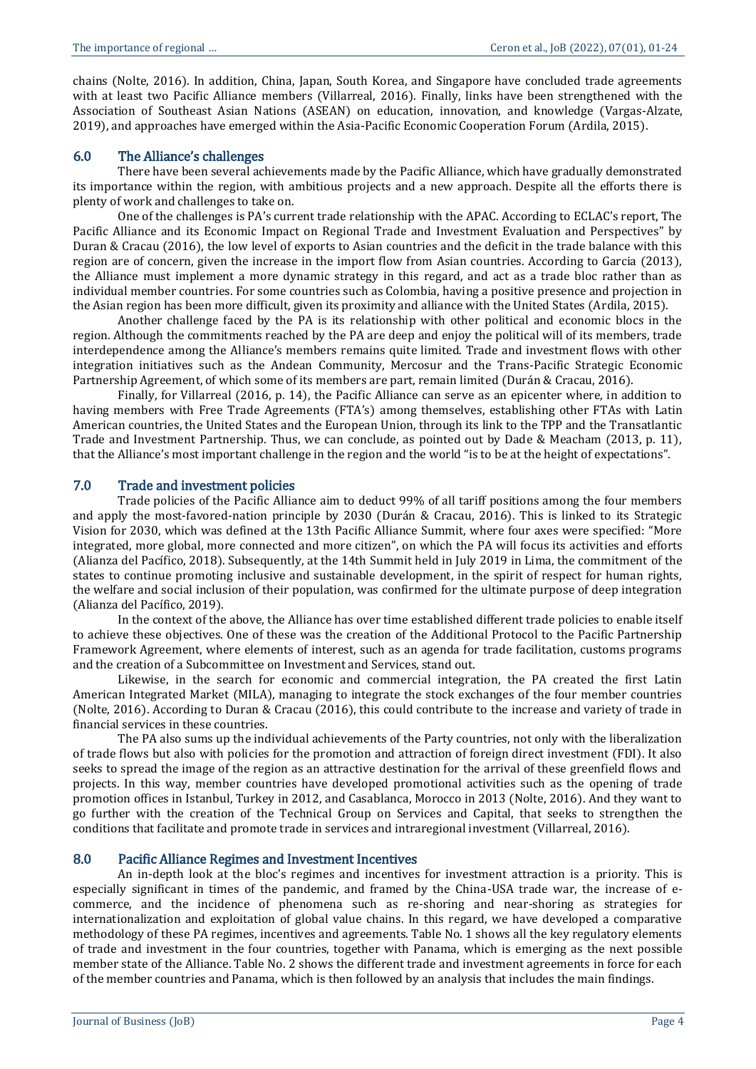chains (Nolte, 2016). In addition, China, Japan, South Korea, and Singapore have concluded trade agreements with at least two Pacific Alliance members (Villarreal, 2016). Finally, links have been strengthened with the Association of Southeast Asian Nations (ASEAN) on education, innovation, and knowledge (Vargas-Alzate, 2019), and approaches have emerged within the Asia-Pacific Economic Cooperation Forum (Ardila, 2015).

## 6.0 The Alliance's challenges

There have been several achievements made by the Pacific Alliance, which have gradually demonstrated its importance within the region, with ambitious projects and a new approach. Despite all the efforts there is plenty of work and challenges to take on.

One of the challenges is PA's current trade relationship with the APAC. According to ECLAC's report, The Pacific Alliance and its Economic Impact on Regional Trade and Investment Evaluation and Perspectives" by Duran & Cracau (2016), the low level of exports to Asian countries and the deficit in the trade balance with this region are of concern, given the increase in the import flow from Asian countries. According to Garcia (2013), the Alliance must implement a more dynamic strategy in this regard, and act as a trade bloc rather than as individual member countries. For some countries such as Colombia, having a positive presence and projection in the Asian region has been more difficult, given its proximity and alliance with the United States (Ardila, 2015).

Another challenge faced by the PA is its relationship with other political and economic blocs in the region. Although the commitments reached by the PA are deep and enjoy the political will of its members, trade interdependence among the Alliance's members remains quite limited. Trade and investment flows with other integration initiatives such as the Andean Community, Mercosur and the Trans-Pacific Strategic Economic Partnership Agreement, of which some of its members are part, remain limited (Durán & Cracau, 2016).

Finally, for Villarreal (2016, p. 14), the Pacific Alliance can serve as an epicenter where, in addition to having members with Free Trade Agreements (FTA's) among themselves, establishing other FTAs with Latin American countries, the United States and the European Union, through its link to the TPP and the Transatlantic Trade and Investment Partnership. Thus, we can conclude, as pointed out by Dade & Meacham (2013, p. 11), that the Alliance's most important challenge in the region and the world "is to be at the height of expectations".

## 7.0 Trade and investment policies

Trade policies of the Pacific Alliance aim to deduct 99% of all tariff positions among the four members and apply the most-favored-nation principle by 2030 (Durán & Cracau, 2016). This is linked to its Strategic Vision for 2030, which was defined at the 13th Pacific Alliance Summit, where four axes were specified: "More integrated, more global, more connected and more citizen", on which the PA will focus its activities and efforts (Alianza del Pacífico, 2018). Subsequently, at the 14th Summit held in July 2019 in Lima, the commitment of the states to continue promoting inclusive and sustainable development, in the spirit of respect for human rights, the welfare and social inclusion of their population, was confirmed for the ultimate purpose of deep integration (Alianza del Pacífico, 2019).

In the context of the above, the Alliance has over time established different trade policies to enable itself to achieve these objectives. One of these was the creation of the Additional Protocol to the Pacific Partnership Framework Agreement, where elements of interest, such as an agenda for trade facilitation, customs programs and the creation of a Subcommittee on Investment and Services, stand out.

Likewise, in the search for economic and commercial integration, the PA created the first Latin American Integrated Market (MILA), managing to integrate the stock exchanges of the four member countries (Nolte, 2016). According to Duran & Cracau (2016), this could contribute to the increase and variety of trade in financial services in these countries.

The PA also sums up the individual achievements of the Party countries, not only with the liberalization of trade flows but also with policies for the promotion and attraction of foreign direct investment (FDI). It also seeks to spread the image of the region as an attractive destination for the arrival of these greenfield flows and projects. In this way, member countries have developed promotional activities such as the opening of trade promotion offices in Istanbul, Turkey in 2012, and Casablanca, Morocco in 2013 (Nolte, 2016). And they want to go further with the creation of the Technical Group on Services and Capital, that seeks to strengthen the conditions that facilitate and promote trade in services and intraregional investment (Villarreal, 2016).

## 8.0 Pacific Alliance Regimes and Investment Incentives

An in-depth look at the bloc's regimes and incentives for investment attraction is a priority. This is especially significant in times of the pandemic, and framed by the China-USA trade war, the increase of e-commerce, and the incidence of phenomena such as re-shoring and near-shoring as strategies for internationalization and exploitation of global value chains. In this regard, we have developed a comparative methodology of these PA regimes, incentives and agreements. Table No. 1 shows all the key regulatory elements of trade and investment in the four countries, together with Panama, which is emerging as the next possible member state of the Alliance. Table No. 2 shows the different trade and investment agreements in force for each of the member countries and Panama, which is then followed by an analysis that includes the main findings.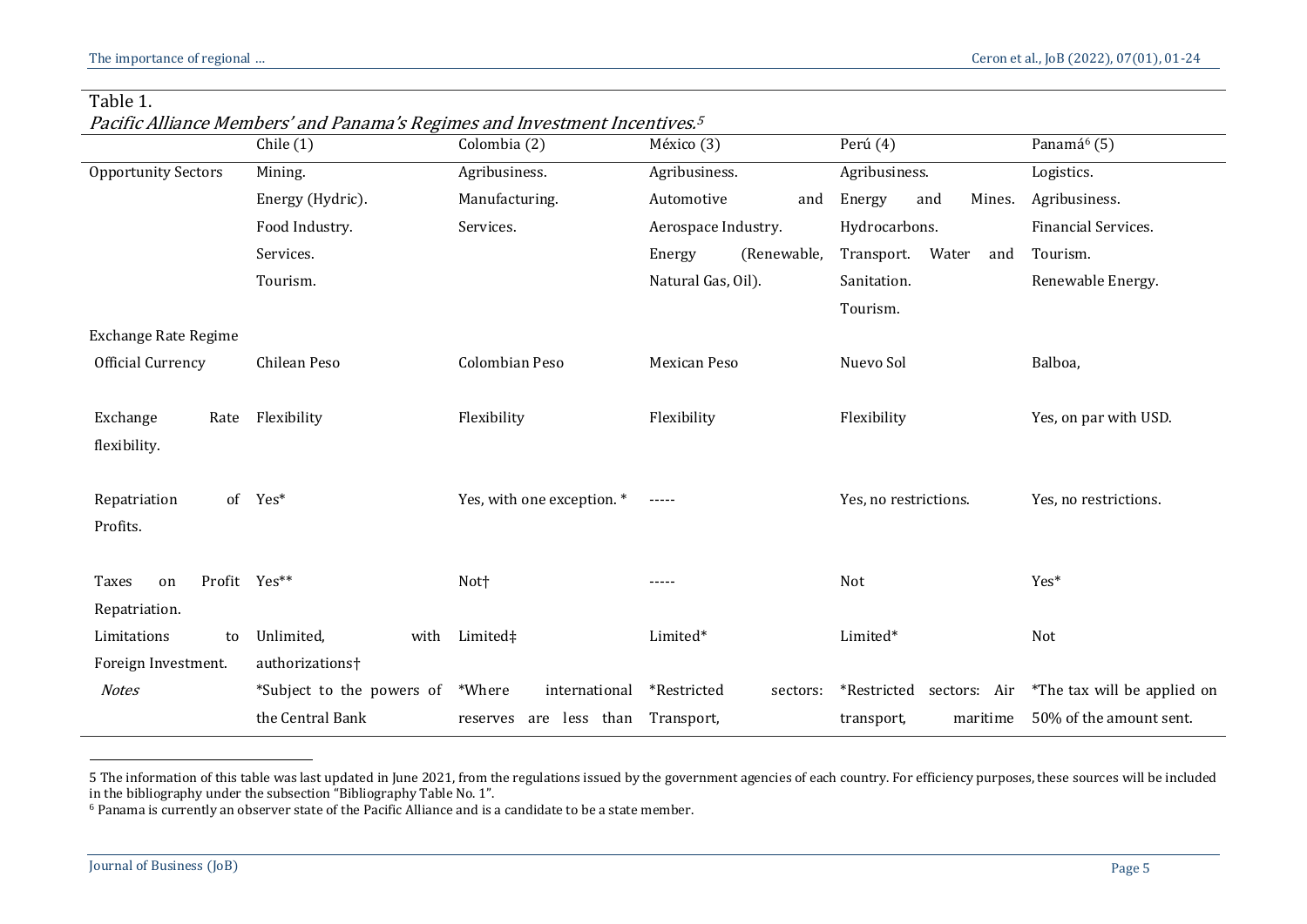Table 1.

*Pacific Alliance Members' and Panama's Regimes and Investment Incentives.*[5]

| | Chile (1) | Colombia (2) | México (3) | Perú (4) | Panamá[6] (5) |
|---|---|---|---|---|---|
| Opportunity Sectors | Mining. Energy (Hydric). Food Industry. Services. Tourism. | Agribusiness. Manufacturing. Services. | Agribusiness. Automotive and Aerospace Industry. Energy (Renewable, Natural Gas, Oil). | Agribusiness. Energy and Mines. Hydrocarbons. Transport. Water and Sanitation. Tourism. | Logistics. Agribusiness. Financial Services. Tourism. Renewable Energy. |
| Exchange Rate Regime | | | | | |
| Official Currency | Chilean Peso | Colombian Peso | Mexican Peso | Nuevo Sol | Balboa, |
| Exchange Rate flexibility. | Flexibility | Flexibility | Flexibility | Flexibility | Yes, on par with USD. |
| Repatriation of Profits. | Yes* | Yes, with one exception. * | ----- | Yes, no restrictions. | Yes, no restrictions. |
| Taxes on Profit Repatriation. | Yes** | Not† | ----- | Not | Yes* |
| Limitations to Foreign Investment. | Unlimited, with authorizations† | Limited‡ | Limited* | Limited* | Not |
| *Notes* | *Subject to the powers of the Central Bank | *Where international reserves are less than | *Restricted sectors: Transport, | *Restricted sectors: Air transport, maritime | *The tax will be applied on 50% of the amount sent. |

5 The information of this table was last updated in June 2021, from the regulations issued by the government agencies of each country. For efficiency purposes, these sources will be included in the bibliography under the subsection "Bibliography Table No. 1".

6 Panama is currently an observer state of the Pacific Alliance and is a candidate to be a state member.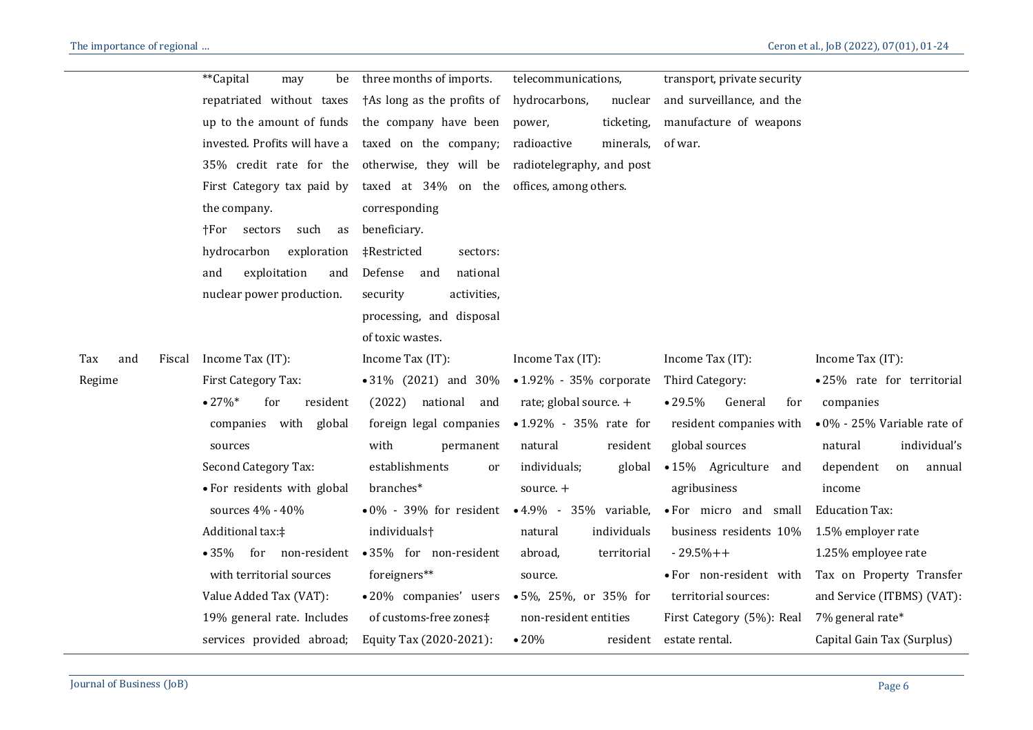| | | | | | |
|---|---|---|---|---|---|
| | **Capital may be repatriated without taxes up to the amount of funds invested. Profits will have a 35% credit rate for the First Category tax paid by the company.<br>†For sectors such as hydrocarbon exploration and exploitation and nuclear power production. | three months of imports.<br>†As long as the profits of the company have been taxed on the company; otherwise, they will be taxed at 34% on the corresponding beneficiary.<br>‡Restricted sectors: Defense and national security activities, processing, and disposal of toxic wastes. | telecommunications, hydrocarbons, nuclear power, ticketing, radioactive minerals, radiotelegraphy, and post offices, among others. | transport, private security and surveillance, and the manufacture of weapons of war. | |
| Tax and Fiscal Regime | Income Tax (IT):<br>First Category Tax:<br>• 27%* for resident companies with global sources<br>Second Category Tax:<br>• For residents with global sources 4% - 40%<br>Additional tax:‡<br>• 35% for non-resident with territorial sources<br>Value Added Tax (VAT):<br>19% general rate. Includes services provided abroad; | Income Tax (IT):<br>• 31% (2021) and 30% (2022) national and foreign legal companies with permanent establishments or branches*<br>• 0% - 39% for resident individuals†<br>• 35% for non-resident foreigners**<br>• 20% companies' users of customs-free zones‡<br>Equity Tax (2020-2021): | Income Tax (IT):<br>• 1.92% - 35% corporate rate; global source. +<br>• 1.92% - 35% rate for natural resident individuals; global source. +<br>• 4.9% - 35% variable, natural individuals abroad, territorial source.<br>• 5%, 25%, or 35% for non-resident entities<br>• 20% resident | Income Tax (IT):<br>Third Category:<br>• 29.5% General for resident companies with global sources<br>• 15% Agriculture and agribusiness<br>• For micro and small business residents 10% - 29.5%++<br>• For non-resident with territorial sources:<br>First Category (5%): Real estate rental. | Income Tax (IT):<br>• 25% rate for territorial companies<br>• 0% - 25% Variable rate of natural individual's dependent on annual income<br>Education Tax:<br>1.5% employer rate<br>1.25% employee rate<br>Tax on Property Transfer and Service (ITBMS) (VAT):<br>7% general rate*<br>Capital Gain Tax (Surplus) |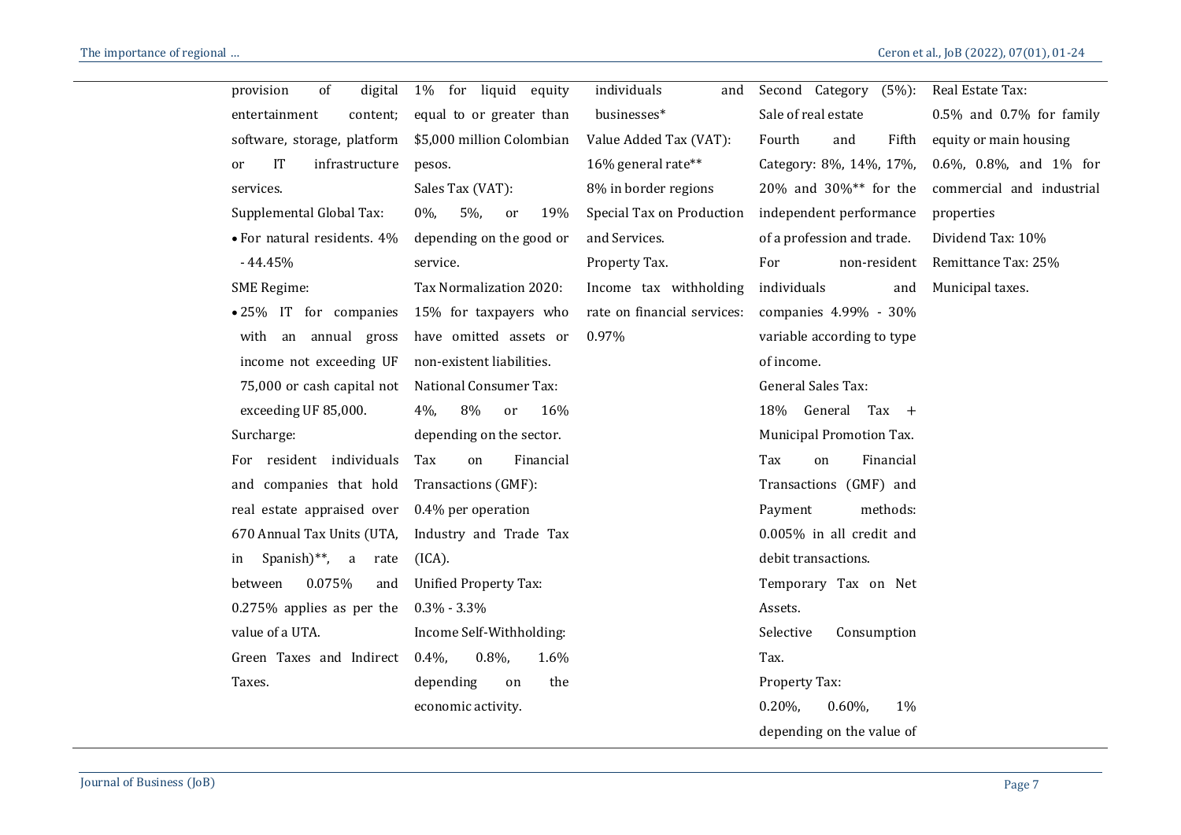| | | | | |
|---|---|---|---|---|
| provision of digital entertainment content; software, storage, platform or IT infrastructure services.<br>Supplemental Global Tax:<br>• For natural residents. 4% - 44.45%<br>SME Regime:<br>• 25% IT for companies with an annual gross income not exceeding UF 75,000 or cash capital not exceeding UF 85,000.<br>Surcharge:<br>For resident individuals and companies that hold real estate appraised over 670 Annual Tax Units (UTA, in Spanish)**, a rate between 0.075% and 0.275% applies as per the value of a UTA.<br>Green Taxes and Indirect Taxes. | 1% for liquid equity equal to or greater than $5,000 million Colombian pesos.<br>Sales Tax (VAT):<br>0%, 5%, or 19% depending on the good or service.<br>Tax Normalization 2020: 15% for taxpayers who have omitted assets or non-existent liabilities.<br>National Consumer Tax:<br>4%, 8% or 16% depending on the sector.<br>Tax on Financial Transactions (GMF):<br>0.4% per operation<br>Industry and Trade Tax (ICA).<br>Unified Property Tax:<br>0.3% - 3.3%<br>Income Self-Withholding:<br>0.4%, 0.8%, 1.6% depending on the economic activity. | individuals and businesses*<br>Value Added Tax (VAT):<br>16% general rate**<br>8% in border regions<br>Special Tax on Production and Services.<br>Property Tax.<br>Income tax withholding rate on financial services: 0.97% | Second Category (5%): Sale of real estate<br>Fourth and Fifth Category: 8%, 14%, 17%, 20% and 30%** for the independent performance of a profession and trade.<br>For non-resident individuals and companies 4.99% - 30% variable according to type of income.<br>General Sales Tax:<br>18% General Tax + Municipal Promotion Tax.<br>Tax on Financial Transactions (GMF) and Payment methods:<br>0.005% in all credit and debit transactions.<br>Temporary Tax on Net Assets.<br>Selective Consumption Tax.<br>Property Tax:<br>0.20%, 0.60%, 1% depending on the value of | Real Estate Tax:<br>0.5% and 0.7% for family equity or main housing<br>0.6%, 0.8%, and 1% for commercial and industrial properties<br>Dividend Tax: 10%<br>Remittance Tax: 25%<br>Municipal taxes. |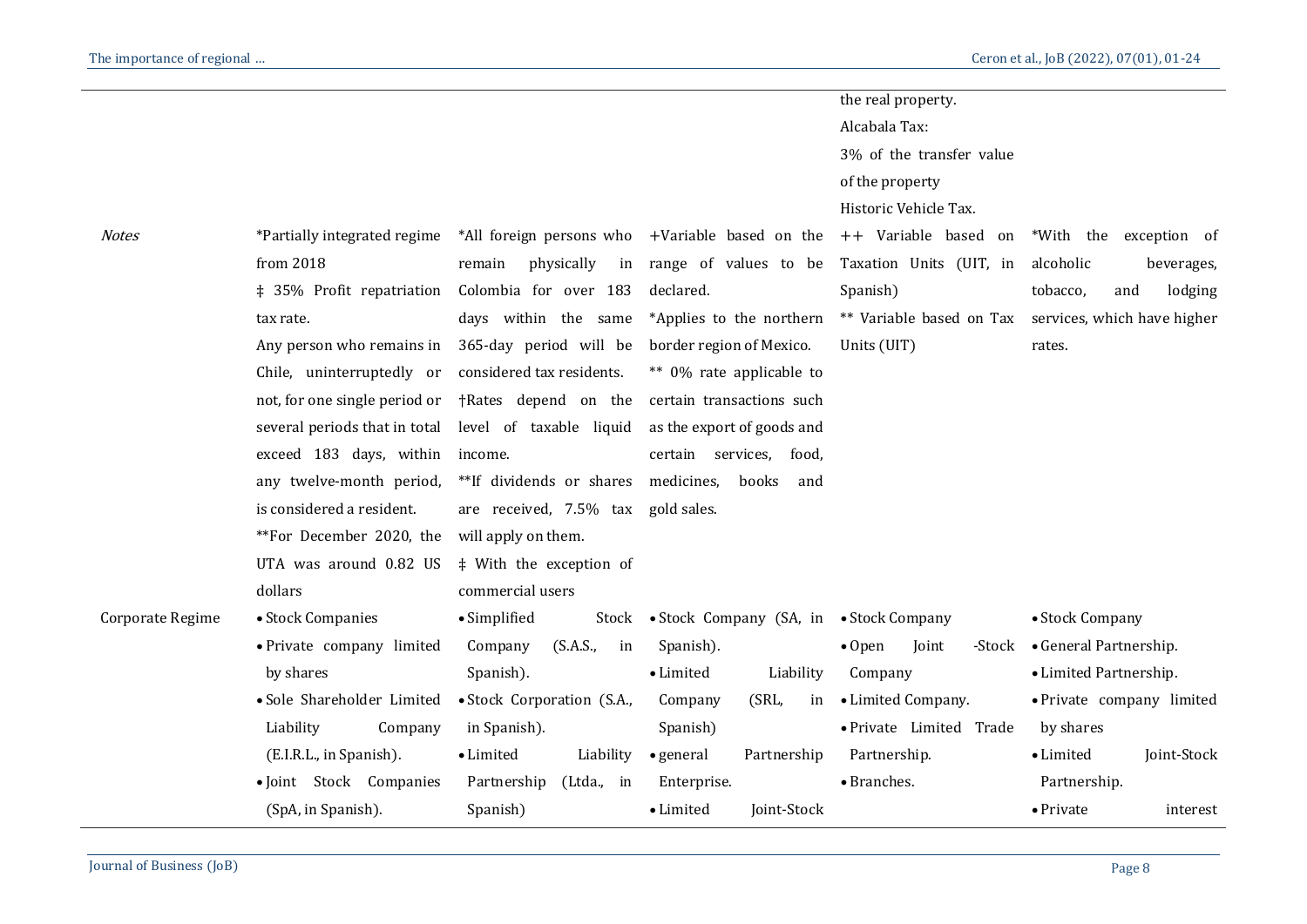| | | | | | |
|---|---|---|---|---|---|
| | | | | the real property. Alcabala Tax: 3% of the transfer value of the property Historic Vehicle Tax. | |
| *Notes* | *Partially integrated regime from 2018 ‡ 35% Profit repatriation tax rate. Any person who remains in Chile, uninterruptedly or not, for one single period or several periods that in total exceed 183 days, within any twelve-month period, is considered a resident. **For December 2020, the UTA was around 0.82 US dollars | *All foreign persons who remain physically in Colombia for over 183 days within the same 365-day period will be considered tax residents. †Rates depend on the level of taxable liquid income. **If dividends or shares are received, 7.5% tax will apply on them. ‡ With the exception of commercial users | +Variable based on the range of values to be declared. *Applies to the northern border region of Mexico. ** 0% rate applicable to certain transactions such as the export of goods and certain services, food, medicines, books and gold sales. | ++ Variable based on Taxation Units (UIT, in Spanish) ** Variable based on Tax Units (UIT) | *With the exception of alcoholic beverages, tobacco, and lodging services, which have higher rates. |
| Corporate Regime | • Stock Companies<br>• Private company limited by shares<br>• Sole Shareholder Limited Liability Company (E.I.R.L., in Spanish).<br>• Joint Stock Companies (SpA, in Spanish). | • Simplified Stock Company (S.A.S., in Spanish).<br>• Stock Corporation (S.A., in Spanish).<br>• Limited Liability Partnership (Ltda., in Spanish) | • Stock Company (SA, in Spanish).<br>• Limited Liability Company (SRL, in Spanish)<br>• general Partnership Enterprise.<br>• Limited Joint-Stock | • Stock Company<br>• Open Joint -Stock Company<br>• Limited Company.<br>• Private Limited Trade Partnership.<br>• Branches. | • Stock Company<br>• General Partnership.<br>• Limited Partnership.<br>• Private company limited by shares<br>• Limited Joint-Stock Partnership.<br>• Private interest |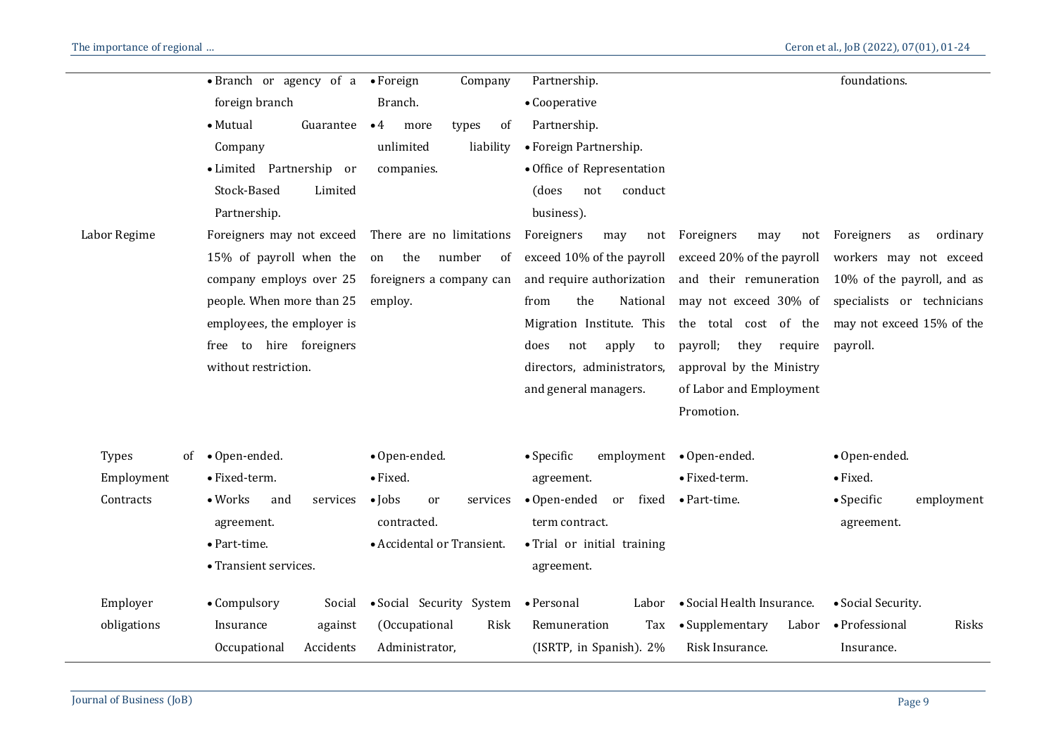| | | | | | |
|---|---|---|---|---|---|
| | • Branch or agency of a foreign branch<br>• Mutual Guarantee Company<br>• Limited Partnership or Stock-Based Limited Partnership. | • Foreign Company Branch.<br>• 4 more types of unlimited liability companies. | Partnership.<br>• Cooperative Partnership.<br>• Foreign Partnership.<br>• Office of Representation (does not conduct business). | | foundations. |
| Labor Regime | Foreigners may not exceed 15% of payroll when the company employs over 25 people. When more than 25 employees, the employer is free to hire foreigners without restriction. | There are no limitations on the number of foreigners a company can employ. | Foreigners may not exceed 10% of the payroll and require authorization from the National Migration Institute. This does not apply to directors, administrators, and general managers. | Foreigners may not exceed 20% of the payroll and their remuneration may not exceed 30% of the total cost of the payroll; they require approval by the Ministry of Labor and Employment Promotion. | Foreigners as ordinary workers may not exceed 10% of the payroll, and as specialists or technicians may not exceed 15% of the payroll. |
| Types of Employment Contracts | • Open-ended.<br>• Fixed-term.<br>• Works and services agreement.<br>• Part-time.<br>• Transient services. | • Open-ended.<br>• Fixed.<br>• Jobs or services contracted.<br>• Accidental or Transient. | • Specific employment agreement.<br>• Open-ended or fixed term contract.<br>• Trial or initial training agreement. | • Open-ended.<br>• Fixed-term.<br>• Part-time. | • Open-ended.<br>• Fixed.<br>• Specific employment agreement. |
| Employer obligations | • Compulsory Social Insurance against Occupational Accidents | • Social Security System (Occupational Risk Administrator, | • Personal Labor Remuneration Tax (ISRTP, in Spanish). 2% | • Social Health Insurance.<br>• Supplementary Labor Risk Insurance. | • Social Security.<br>• Professional Risks Insurance. |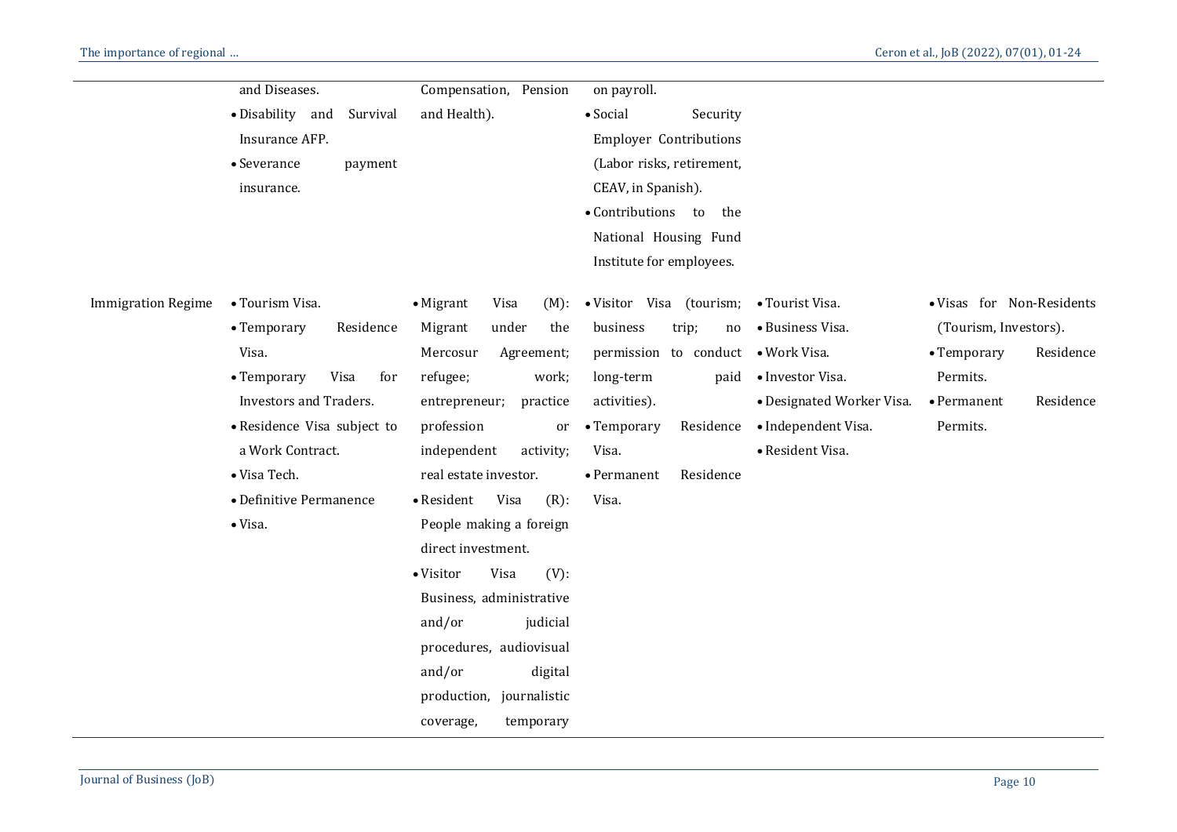| | | | | | |
|---|---|---|---|---|---|
| | and Diseases.<br>• Disability and Survival Insurance AFP.<br>• Severance payment insurance. | Compensation, Pension and Health). | on payroll.<br>• Social Security Employer Contributions (Labor risks, retirement, CEAV, in Spanish).<br>• Contributions to the National Housing Fund Institute for employees. | | |
| Immigration Regime | • Tourism Visa.<br>• Temporary Residence Visa.<br>• Temporary Visa for Investors and Traders.<br>• Residence Visa subject to a Work Contract.<br>• Visa Tech.<br>• Definitive Permanence<br>• Visa. | • Migrant Visa (M): Migrant under the Mercosur Agreement; refugee; work; entrepreneur; practice profession or independent activity; real estate investor.<br>• Resident Visa (R): People making a foreign direct investment.<br>• Visitor Visa (V): Business, administrative and/or judicial procedures, audiovisual and/or digital production, journalistic coverage, temporary | • Visitor Visa (tourism; business trip; no permission to conduct long-term paid activities).<br>• Temporary Residence Visa.<br>• Permanent Residence Visa. | • Tourist Visa.<br>• Business Visa.<br>• Work Visa.<br>• Investor Visa.<br>• Designated Worker Visa.<br>• Independent Visa.<br>• Resident Visa. | • Visas for Non-Residents (Tourism, Investors).<br>• Temporary Residence Permits.<br>• Permanent Residence Permits. |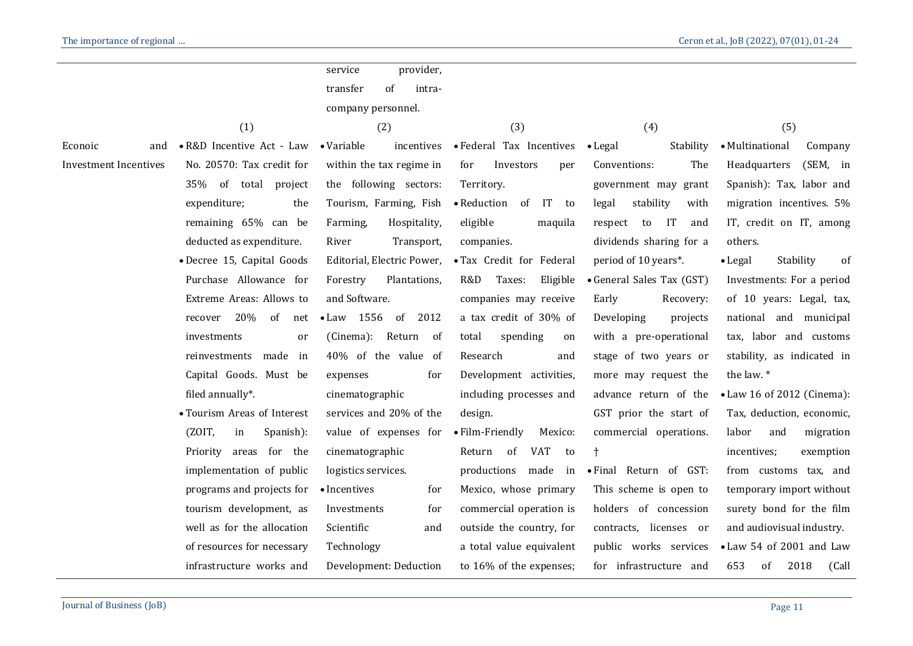| | | | | | |
|---|---|---|---|---|---|
| | | service provider, transfer of intra-company personnel. | | | |
| | (1) | (2) | (3) | (4) | (5) |
| Econoic and Investment Incentives | • R&D Incentive Act - Law No. 20570: Tax credit for 35% of total project expenditure; the remaining 65% can be deducted as expenditure.<br>• Decree 15, Capital Goods Purchase Allowance for Extreme Areas: Allows to recover 20% of net investments or reinvestments made in Capital Goods. Must be filed annually*.<br>• Tourism Areas of Interest (ZOIT, in Spanish): Priority areas for the implementation of public programs and projects for tourism development, as well as for the allocation of resources for necessary infrastructure works and | • Variable incentives within the tax regime in the following sectors: Tourism, Farming, Fish Farming, Hospitality, River Transport, Editorial, Electric Power, Forestry Plantations, and Software.<br>• Law 1556 of 2012 (Cinema): Return of 40% of the value of expenses for cinematographic services and 20% of the value of expenses for cinematographic logistics services.<br>• Incentives for Investments for Scientific and Technology Development: Deduction | • Federal Tax Incentives for Investors per Territory.<br>• Reduction of IT to eligible maquila companies.<br>• Tax Credit for Federal R&D Taxes: Eligible companies may receive a tax credit of 30% of total spending on Research and Development activities, including processes and design.<br>• Film-Friendly Mexico: Return of VAT to productions made in Mexico, whose primary commercial operation is outside the country, for a total value equivalent to 16% of the expenses; | • Legal Stability Conventions: The government may grant legal stability with respect to IT and dividends sharing for a period of 10 years*.<br>• General Sales Tax (GST) Early Recovery: Developing projects with a pre-operational stage of two years or more may request the advance return of the GST prior the start of commercial operations. †<br>• Final Return of GST: This scheme is open to holders of concession contracts, licenses or public works services for infrastructure and | • Multinational Company Headquarters (SEM, in Spanish): Tax, labor and migration incentives. 5% IT, credit on IT, among others.<br>• Legal Stability of Investments: For a period of 10 years: Legal, tax, national and municipal tax, labor and customs stability, as indicated in the law. *<br>• Law 16 of 2012 (Cinema): Tax, deduction, economic, labor and migration incentives; exemption from customs tax, and temporary import without surety bond for the film and audiovisual industry.<br>• Law 54 of 2001 and Law 653 of 2018 (Call |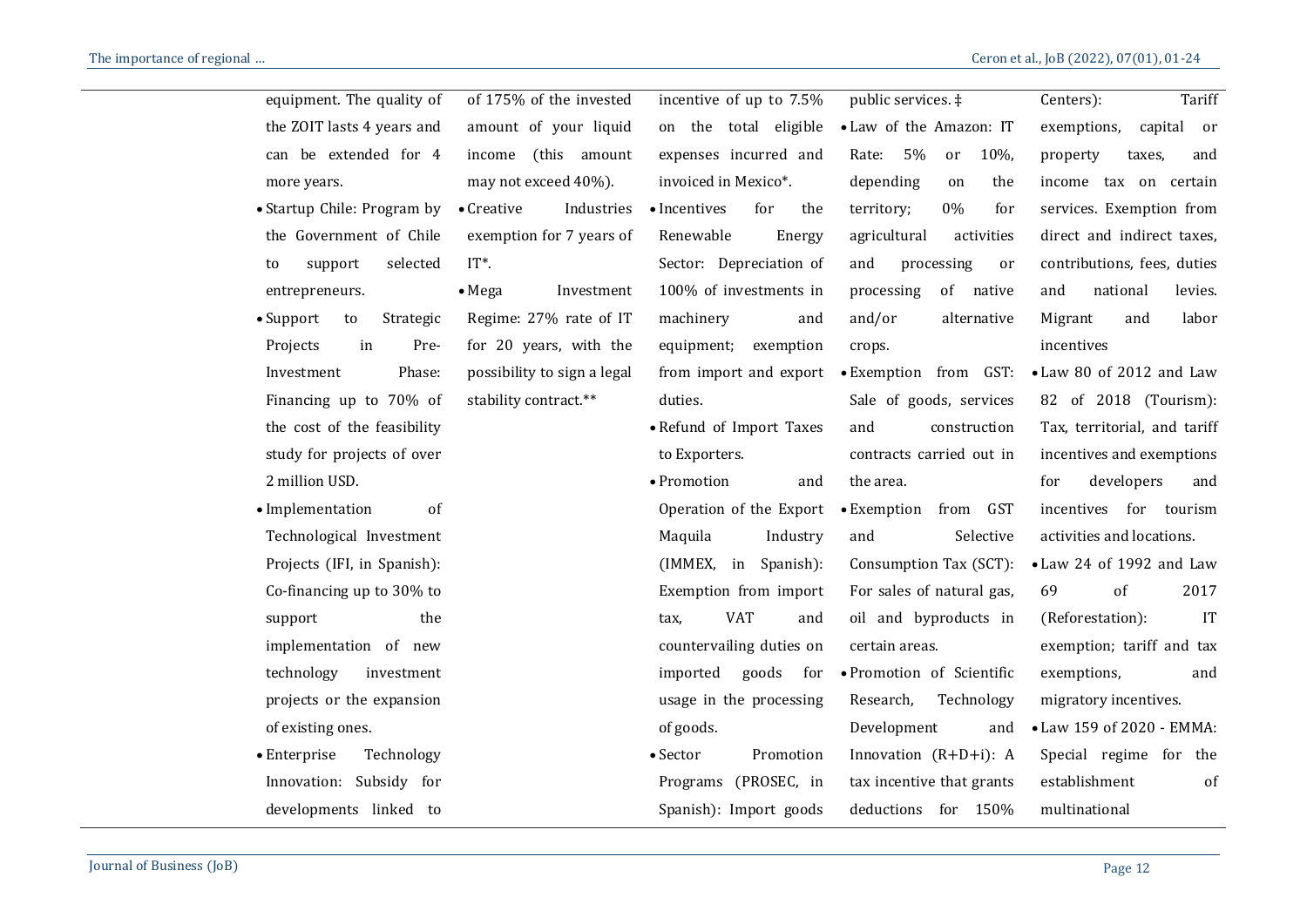| | | | | | |
|---|---|---|---|---|---|
| | equipment. The quality of the ZOIT lasts 4 years and can be extended for 4 more years.<br>• Startup Chile: Program by the Government of Chile to support selected entrepreneurs.<br>• Support to Strategic Projects in Pre-Investment Phase: Financing up to 70% of the cost of the feasibility study for projects of over 2 million USD.<br>• Implementation of Technological Investment Projects (IFI, in Spanish): Co-financing up to 30% to support the implementation of new technology investment projects or the expansion of existing ones.<br>• Enterprise Technology Innovation: Subsidy for developments linked to | of 175% of the invested amount of your liquid income (this amount may not exceed 40%).<br>• Creative Industries exemption for 7 years of IT*.<br>• Mega Investment Regime: 27% rate of IT for 20 years, with the possibility to sign a legal stability contract.** | incentive of up to 7.5% on the total eligible expenses incurred and invoiced in Mexico*.<br>• Incentives for the Renewable Energy Sector: Depreciation of 100% of investments in machinery and equipment; exemption from import and export duties.<br>• Refund of Import Taxes to Exporters.<br>• Promotion and Operation of the Export Maquila Industry (IMMEX, in Spanish): Exemption from import tax, VAT and countervailing duties on imported goods for usage in the processing of goods.<br>• Sector Promotion Programs (PROSEC, in Spanish): Import goods | public services. ‡<br>• Law of the Amazon: IT Rate: 5% or 10%, depending on the territory; 0% for agricultural activities and processing or processing of native and/or alternative crops.<br>• Exemption from GST: Sale of goods, services and construction contracts carried out in the area.<br>• Exemption from GST and Selective Consumption Tax (SCT): For sales of natural gas, oil and byproducts in certain areas.<br>• Promotion of Scientific Research, Technology Development and Innovation (R+D+i): A tax incentive that grants deductions for 150% | Centers): Tariff exemptions, capital or property taxes, and income tax on certain services. Exemption from direct and indirect taxes, contributions, fees, duties and national levies. Migrant and labor incentives<br>• Law 80 of 2012 and Law 82 of 2018 (Tourism): Tax, territorial, and tariff incentives and exemptions for developers and incentives for tourism activities and locations.<br>• Law 24 of 1992 and Law 69 of 2017 (Reforestation): IT exemption; tariff and tax exemptions, and migratory incentives.<br>• Law 159 of 2020 - EMMA: Special regime for the establishment of multinational |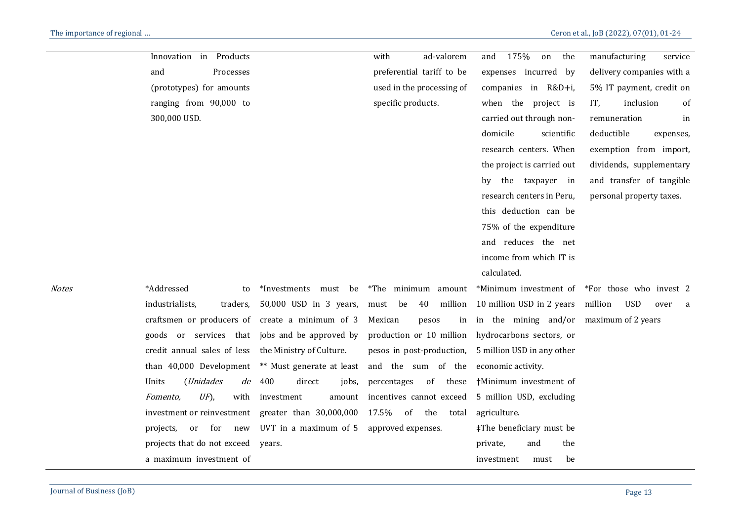| | | | | | |
|---|---|---|---|---|---|
| | Innovation in Products and Processes (prototypes) for amounts ranging from 90,000 to 300,000 USD. | | with ad-valorem preferential tariff to be used in the processing of specific products. | and 175% on the expenses incurred by companies in R&D+i, when the project is carried out through non-domicile scientific research centers. When the project is carried out by the taxpayer in research centers in Peru, this deduction can be 75% of the expenditure and reduces the net income from which IT is calculated. | manufacturing service delivery companies with a 5% IT payment, credit on IT, inclusion of remuneration in deductible expenses, exemption from import, dividends, supplementary and transfer of tangible personal property taxes. |
| *Notes* | *Addressed to industrialists, traders, craftsmen or producers of goods or services that credit annual sales of less than 40,000 Development Units (*Unidades de Fomento, UF*), with investment or reinvestment projects, or for new projects that do not exceed a maximum investment of | *Investments must be 50,000 USD in 3 years, create a minimum of 3 jobs and be approved by the Ministry of Culture. ** Must generate at least 400 direct jobs, investment amount greater than 30,000,000 UVT in a maximum of 5 years. | *The minimum amount must be 40 million Mexican pesos in production or 10 million pesos in post-production, and the sum of the percentages of these incentives cannot exceed 17.5% of the total approved expenses. | *Minimum investment of 10 million USD in 2 years in the mining and/or hydrocarbons sectors, or 5 million USD in any other economic activity. †Minimum investment of 5 million USD, excluding agriculture. ‡The beneficiary must be private, and the investment must be | *For those who invest 2 million USD over a maximum of 2 years |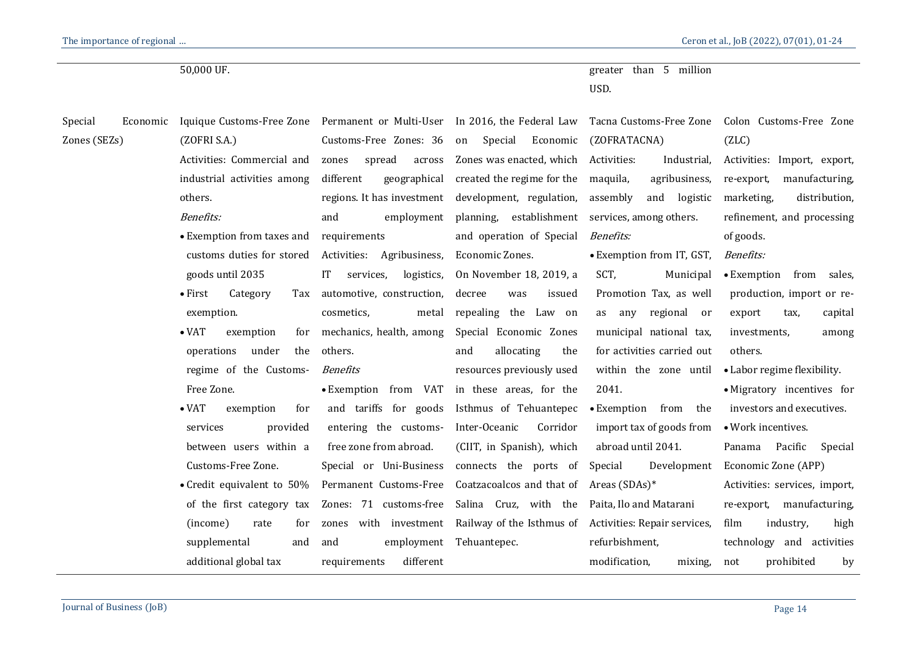| | | | | | |
|---|---|---|---|---|---|
| | 50,000 UF. | | | greater than 5 million USD. | |
| Special Economic Zones (SEZs) | Iquique Customs-Free Zone (ZOFRI S.A.)<br>Activities: Commercial and industrial activities among others.<br>*Benefits:*<br>• Exemption from taxes and customs duties for stored goods until 2035<br>• First Category Tax exemption.<br>• VAT exemption for operations under the regime of the Customs-Free Zone.<br>• VAT exemption for services provided between users within a Customs-Free Zone.<br>• Credit equivalent to 50% of the first category tax (income) rate for supplemental and additional global tax | Permanent or Multi-User Customs-Free Zones: 36 zones spread across different geographical regions. It has investment and employment requirements<br>Activities: Agribusiness, IT services, logistics, automotive, construction, cosmetics, metal mechanics, health, among others.<br>*Benefits*<br>• Exemption from VAT and tariffs for goods entering the customs-free zone from abroad.<br>Special or Uni-Business Permanent Customs-Free Zones: 71 customs-free zones with investment and employment requirements different | In 2016, the Federal Law on Special Economic Zones was enacted, which created the regime for the development, regulation, planning, establishment and operation of Special Economic Zones.<br>On November 18, 2019, a decree was issued repealing the Law on Special Economic Zones and allocating the resources previously used in these areas, for the Isthmus of Tehuantepec Inter-Oceanic Corridor (CIIT, in Spanish), which connects the ports of Coatzacoalcos and that of Salina Cruz, with the Railway of the Isthmus of Tehuantepec. | Tacna Customs-Free Zone (ZOFRATACNA)<br>Activities: Industrial, maquila, agribusiness, assembly and logistic services, among others.<br>*Benefits:*<br>• Exemption from IT, GST, SCT, Municipal Promotion Tax, as well as any regional or municipal national tax, for activities carried out within the zone until 2041.<br>• Exemption from the import tax of goods from abroad until 2041.<br>Special Development Areas (SDAs)*<br>Paita, Ilo and Matarani<br>Activities: Repair services, refurbishment, modification, mixing, | Colon Customs-Free Zone (ZLC)<br>Activities: Import, export, re-export, manufacturing, marketing, distribution, refinement, and processing of goods.<br>*Benefits:*<br>• Exemption from sales, production, import or re-export tax, capital investments, among others.<br>• Labor regime flexibility.<br>• Migratory incentives for investors and executives.<br>• Work incentives.<br>Panama Pacific Special Economic Zone (APP)<br>Activities: services, import, re-export, manufacturing, film industry, high technology and activities not prohibited by |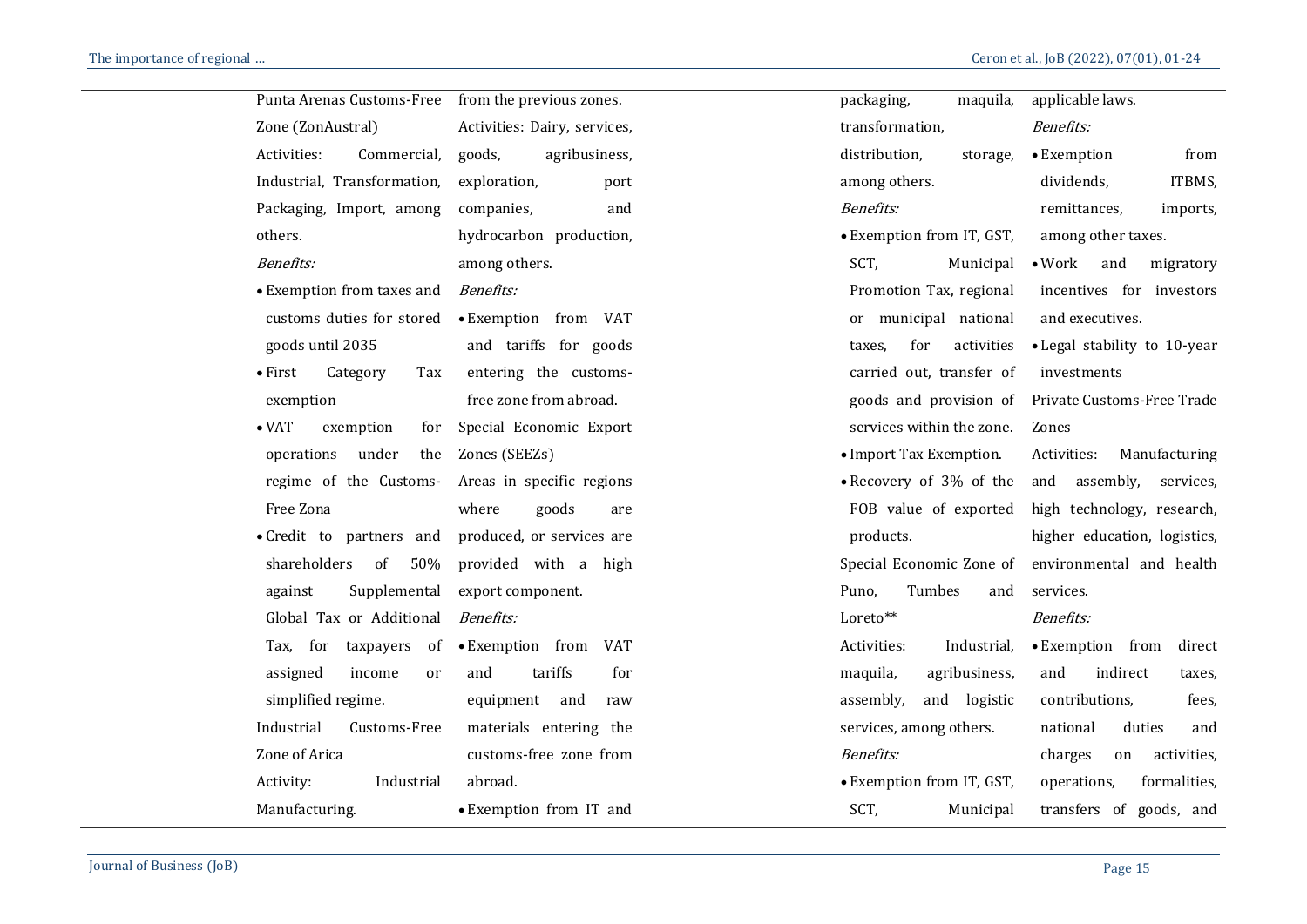Punta Arenas Customs-Free Zone (ZonAustral)

Activities: Commercial, Industrial, Transformation, Packaging, Import, among others.

*Benefits:*

- Exemption from taxes and customs duties for stored goods until 2035
- First Category Tax exemption
- VAT exemption for operations under the regime of the Customs-Free Zona
- Credit to partners and shareholders of 50% against Supplemental Global Tax or Additional Tax, for taxpayers of assigned income or simplified regime.

Industrial Customs-Free Zone of Arica

Activity: Industrial Manufacturing.

from the previous zones.

Activities: Dairy, services, goods, agribusiness, exploration, port companies, and hydrocarbon production, among others.

*Benefits:*

- Exemption from VAT and tariffs for goods entering the customs-free zone from abroad.

Special Economic Export Zones (SEEZs)

Areas in specific regions where goods are produced, or services are provided with a high export component.

*Benefits:*

- Exemption from VAT and tariffs for equipment and raw materials entering the customs-free zone from abroad.
- Exemption from IT and

packaging, maquila, transformation, distribution, storage, among others.

*Benefits:*

- Exemption from IT, GST, SCT, Municipal Promotion Tax, regional or municipal national taxes, for activities carried out, transfer of goods and provision of services within the zone.
- Import Tax Exemption.
- Recovery of 3% of the FOB value of exported products.

Special Economic Zone of Puno, Tumbes and Loreto**

Activities: Industrial, maquila, agribusiness, assembly, and logistic services, among others.

*Benefits:*

- Exemption from IT, GST, SCT, Municipal

applicable laws.

*Benefits:*

- Exemption from dividends, ITBMS, remittances, imports, among other taxes.
- Work and migratory incentives for investors and executives.
- Legal stability to 10-year investments

Private Customs-Free Trade Zones

Activities: Manufacturing and assembly, services, high technology, research, higher education, logistics, environmental and health services.

*Benefits:*

- Exemption from direct and indirect taxes, contributions, fees, national duties and charges on activities, operations, formalities, transfers of goods, and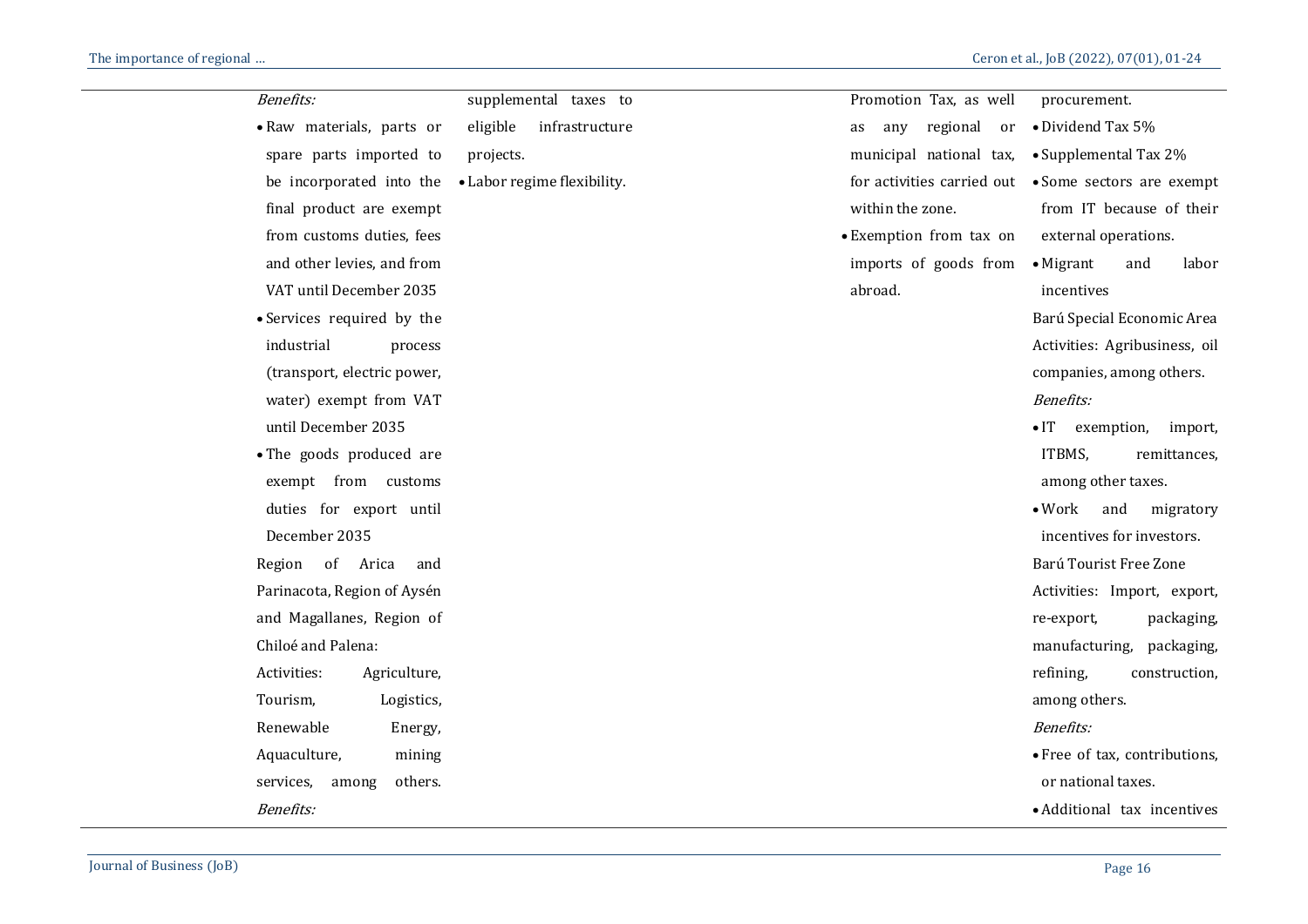| | | | | |
|---|---|---|---|---|
| | *Benefits:* <br>• Raw materials, parts or spare parts imported to be incorporated into the final product are exempt from customs duties, fees and other levies, and from VAT until December 2035 <br>• Services required by the industrial process (transport, electric power, water) exempt from VAT until December 2035 <br>• The goods produced are exempt from customs duties for export until December 2035 <br>Region of Arica and Parinacota, Region of Aysén and Magallanes, Region of Chiloé and Palena: <br>Activities: Agriculture, Tourism, Logistics, Renewable Energy, Aquaculture, mining services, among others. <br>*Benefits:* | supplemental taxes to eligible infrastructure projects. <br>• Labor regime flexibility. | | Promotion Tax, as well as any regional or municipal national tax, for activities carried out within the zone. <br>• Exemption from tax on imports of goods from abroad. | procurement. <br>• Dividend Tax 5% <br>• Supplemental Tax 2% <br>• Some sectors are exempt from IT because of their external operations. <br>• Migrant and labor incentives <br>Barú Special Economic Area <br>Activities: Agribusiness, oil companies, among others. <br>*Benefits:* <br>• IT exemption, import, ITBMS, remittances, among other taxes. <br>• Work and migratory incentives for investors. <br>Barú Tourist Free Zone <br>Activities: Import, export, re-export, packaging, manufacturing, packaging, refining, construction, among others. <br>*Benefits:* <br>• Free of tax, contributions, or national taxes. <br>• Additional tax incentives |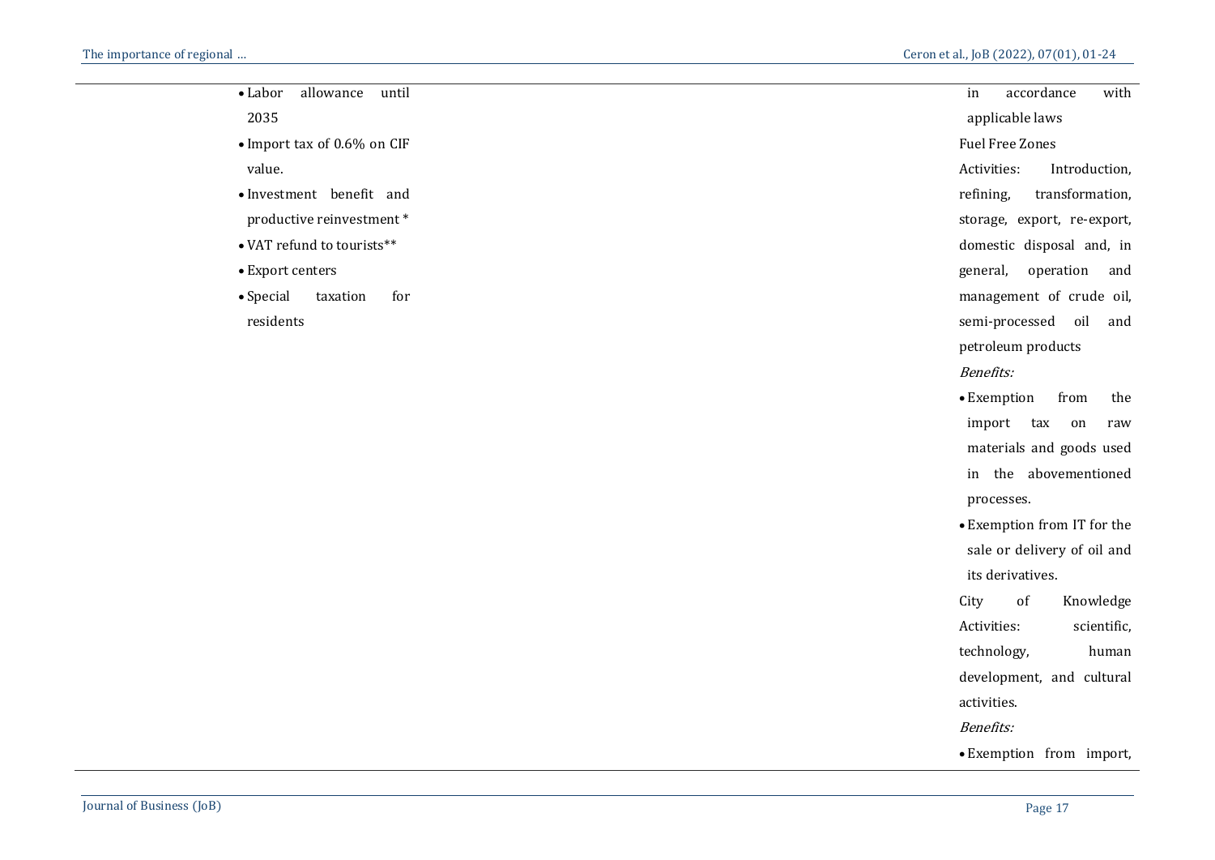| | | |
|---|---|---|
| • Labor allowance until 2035<br>• Import tax of 0.6% on CIF value.<br>• Investment benefit and productive reinvestment *<br>• VAT refund to tourists**<br>• Export centers<br>• Special taxation for residents | | in accordance with applicable laws<br>Fuel Free Zones<br>Activities: Introduction, refining, transformation, storage, export, re-export, domestic disposal and, in general, operation and management of crude oil, semi-processed oil and petroleum products<br>*Benefits:*<br>• Exemption from the import tax on raw materials and goods used in the abovementioned processes.<br>• Exemption from IT for the sale or delivery of oil and its derivatives.<br>City of Knowledge<br>Activities: scientific, technology, human development, and cultural activities.<br>*Benefits:*<br>• Exemption from import, |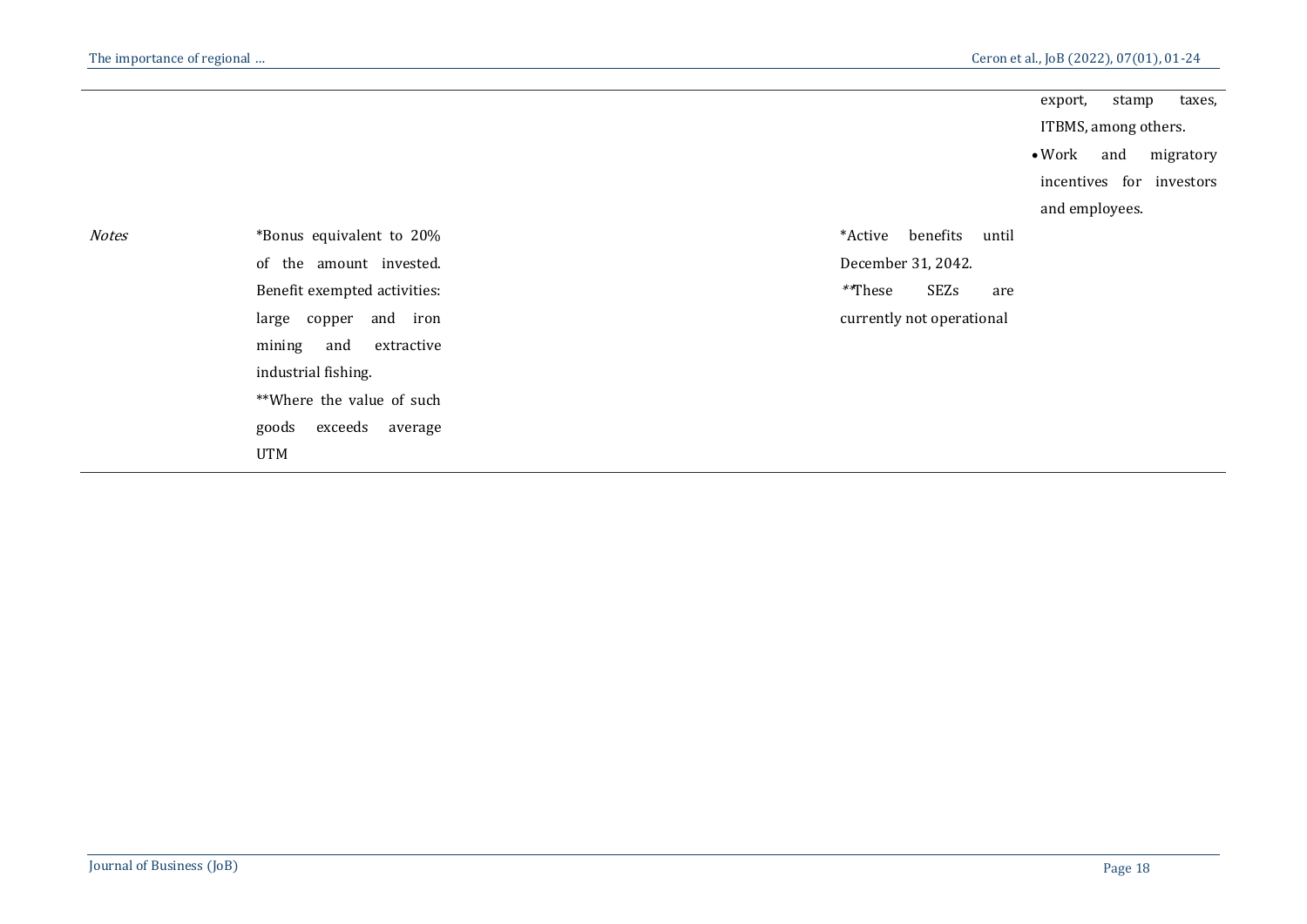| | | | | | |
|---|---|---|---|---|---|
| | | | | | export, stamp taxes, ITBMS, among others.<br>• Work and migratory incentives for investors and employees. |
| *Notes* | *Bonus equivalent to 20% of the amount invested. Benefit exempted activities: large copper and iron mining and extractive industrial fishing.<br>**Where the value of such goods exceeds average UTM | | | *Active benefits until December 31, 2042.<br>**These SEZs are currently not operational | |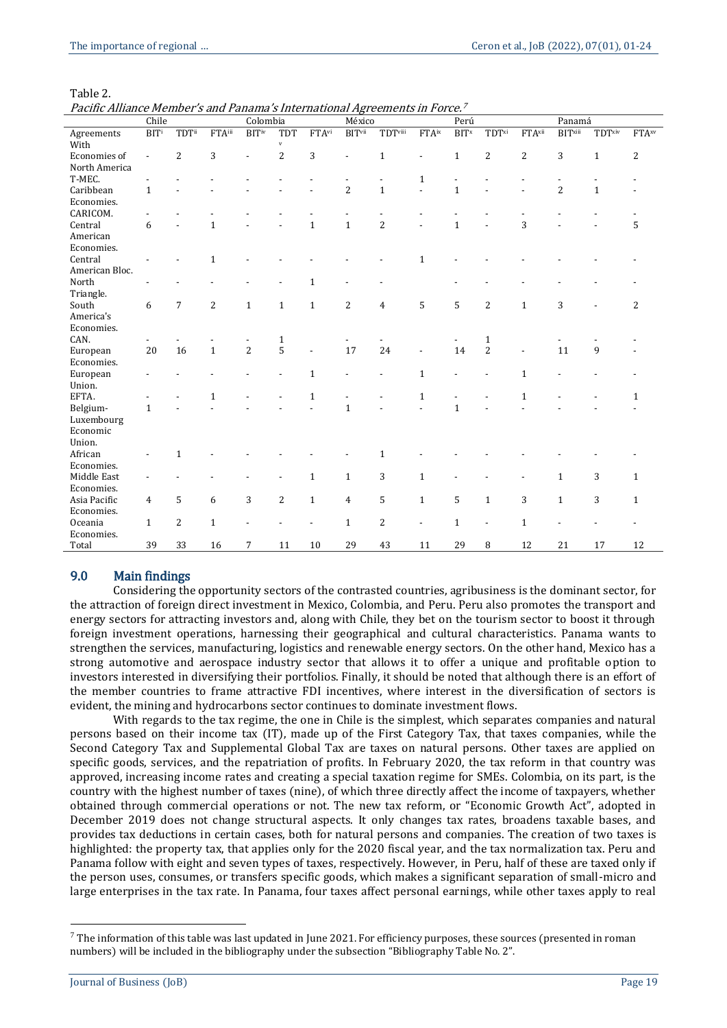Table 2.

*Pacific Alliance Member's and Panama's International Agreements in Force.*[7]

| | Chile | | | Colombia | | | México | | | Perú | | | Panamá | | |
|---|---|---|---|---|---|---|---|---|---|---|---|---|---|---|---|
| Agreements With | BIT[i] | TDT[ii] | FTA[iii] | BIT[iv] | TDT[v] | FTA[vi] | BIT[vii] | TDT[viii] | FTA[ix] | BIT[x] | TDT[xi] | FTA[xii] | BIT[xiii] | TDT[xiv] | FTA[xv] |
| Economies of North America | - | 2 | 3 | - | 2 | 3 | - | 1 | - | 1 | 2 | 2 | 3 | 1 | 2 |
| T-MEC. | - | - | - | - | - | - | - | - | 1 | - | - | - | - | - | - |
| Caribbean Economies. | 1 | - | - | - | - | - | 2 | 1 | - | 1 | - | - | 2 | 1 | - |
| CARICOM. | - | - | - | - | - | - | - | - | - | - | - | - | - | - | - |
| Central American Economies. | 6 | - | 1 | - | - | 1 | 1 | 2 | - | 1 | - | 3 | - | - | 5 |
| Central American Bloc. | - | - | 1 | - | - | - | - | - | 1 | - | - | - | - | - | - |
| North Triangle. | - | - | - | - | - | 1 | - | - | | - | - | - | - | - | - |
| South America's Economies. | 6 | 7 | 2 | 1 | 1 | 1 | 2 | 4 | 5 | 5 | 2 | 1 | 3 | - | 2 |
| CAN. | - | - | - | - | 1 | | - | - | | - | 1 | | - | - | - |
| European Economies. | 20 | 16 | 1 | 2 | 5 | - | 17 | 24 | - | 14 | 2 | - | 11 | 9 | - |
| European Union. | - | - | - | - | - | 1 | - | - | 1 | - | - | 1 | - | - | - |
| EFTA. | - | - | 1 | - | - | 1 | - | - | 1 | - | - | 1 | - | - | 1 |
| Belgium-Luxembourg Economic Union. | 1 | - | - | - | - | - | 1 | - | - | 1 | - | - | - | - | - |
| African Economies. | - | 1 | - | - | - | - | - | 1 | - | - | - | - | - | - | - |
| Middle East Economies. | - | - | - | - | - | 1 | 1 | 3 | 1 | - | - | - | 1 | 3 | 1 |
| Asia Pacific Economies. | 4 | 5 | 6 | 3 | 2 | 1 | 4 | 5 | 1 | 5 | 1 | 3 | 1 | 3 | 1 |
| Oceania Economies. | 1 | 2 | 1 | - | - | - | 1 | 2 | - | 1 | - | 1 | - | - | - |
| Total | 39 | 33 | 16 | 7 | 11 | 10 | 29 | 43 | 11 | 29 | 8 | 12 | 21 | 17 | 12 |

## 9.0 Main findings

Considering the opportunity sectors of the contrasted countries, agribusiness is the dominant sector, for the attraction of foreign direct investment in Mexico, Colombia, and Peru. Peru also promotes the transport and energy sectors for attracting investors and, along with Chile, they bet on the tourism sector to boost it through foreign investment operations, harnessing their geographical and cultural characteristics. Panama wants to strengthen the services, manufacturing, logistics and renewable energy sectors. On the other hand, Mexico has a strong automotive and aerospace industry sector that allows it to offer a unique and profitable option to investors interested in diversifying their portfolios. Finally, it should be noted that although there is an effort of the member countries to frame attractive FDI incentives, where interest in the diversification of sectors is evident, the mining and hydrocarbons sector continues to dominate investment flows.

With regards to the tax regime, the one in Chile is the simplest, which separates companies and natural persons based on their income tax (IT), made up of the First Category Tax, that taxes companies, while the Second Category Tax and Supplemental Global Tax are taxes on natural persons. Other taxes are applied on specific goods, services, and the repatriation of profits. In February 2020, the tax reform in that country was approved, increasing income rates and creating a special taxation regime for SMEs. Colombia, on its part, is the country with the highest number of taxes (nine), of which three directly affect the income of taxpayers, whether obtained through commercial operations or not. The new tax reform, or "Economic Growth Act", adopted in December 2019 does not change structural aspects. It only changes tax rates, broadens taxable bases, and provides tax deductions in certain cases, both for natural persons and companies. The creation of two taxes is highlighted: the property tax, that applies only for the 2020 fiscal year, and the tax normalization tax. Peru and Panama follow with eight and seven types of taxes, respectively. However, in Peru, half of these are taxed only if the person uses, consumes, or transfers specific goods, which makes a significant separation of small-micro and large enterprises in the tax rate. In Panama, four taxes affect personal earnings, while other taxes apply to real

[7] The information of this table was last updated in June 2021. For efficiency purposes, these sources (presented in roman numbers) will be included in the bibliography under the subsection "Bibliography Table No. 2".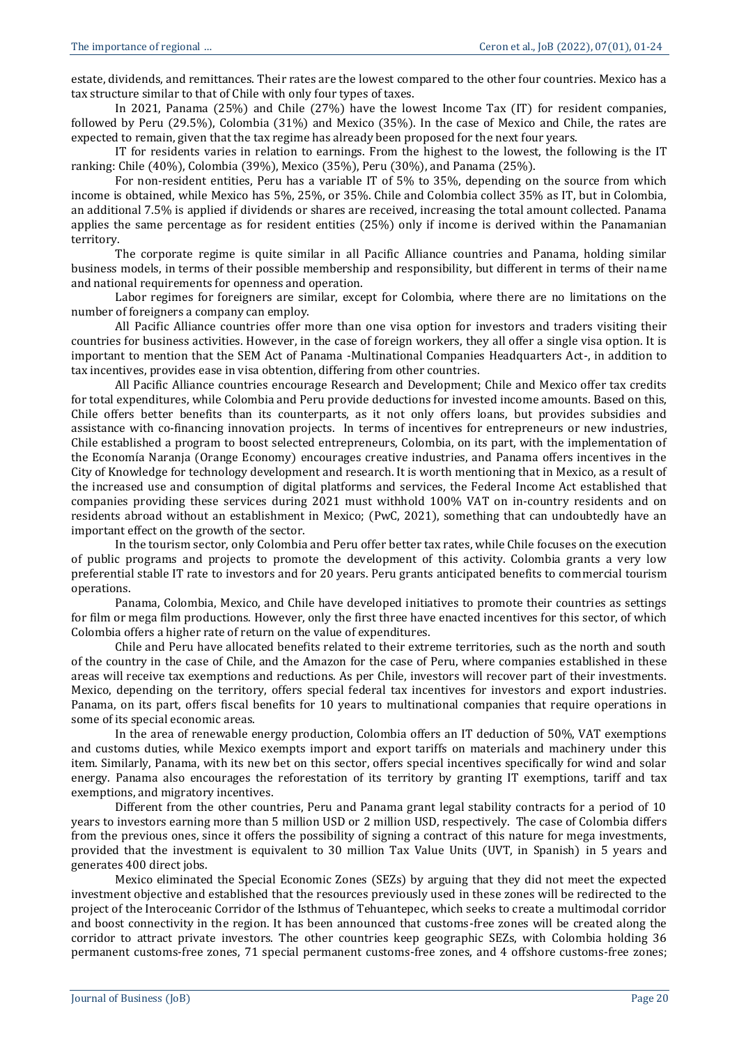estate, dividends, and remittances. Their rates are the lowest compared to the other four countries. Mexico has a tax structure similar to that of Chile with only four types of taxes.

In 2021, Panama (25%) and Chile (27%) have the lowest Income Tax (IT) for resident companies, followed by Peru (29.5%), Colombia (31%) and Mexico (35%). In the case of Mexico and Chile, the rates are expected to remain, given that the tax regime has already been proposed for the next four years.

IT for residents varies in relation to earnings. From the highest to the lowest, the following is the IT ranking: Chile (40%), Colombia (39%), Mexico (35%), Peru (30%), and Panama (25%).

For non-resident entities, Peru has a variable IT of 5% to 35%, depending on the source from which income is obtained, while Mexico has 5%, 25%, or 35%. Chile and Colombia collect 35% as IT, but in Colombia, an additional 7.5% is applied if dividends or shares are received, increasing the total amount collected. Panama applies the same percentage as for resident entities (25%) only if income is derived within the Panamanian territory.

The corporate regime is quite similar in all Pacific Alliance countries and Panama, holding similar business models, in terms of their possible membership and responsibility, but different in terms of their name and national requirements for openness and operation.

Labor regimes for foreigners are similar, except for Colombia, where there are no limitations on the number of foreigners a company can employ.

All Pacific Alliance countries offer more than one visa option for investors and traders visiting their countries for business activities. However, in the case of foreign workers, they all offer a single visa option. It is important to mention that the SEM Act of Panama -Multinational Companies Headquarters Act-, in addition to tax incentives, provides ease in visa obtention, differing from other countries.

All Pacific Alliance countries encourage Research and Development; Chile and Mexico offer tax credits for total expenditures, while Colombia and Peru provide deductions for invested income amounts. Based on this, Chile offers better benefits than its counterparts, as it not only offers loans, but provides subsidies and assistance with co-financing innovation projects. In terms of incentives for entrepreneurs or new industries, Chile established a program to boost selected entrepreneurs, Colombia, on its part, with the implementation of the Economía Naranja (Orange Economy) encourages creative industries, and Panama offers incentives in the City of Knowledge for technology development and research. It is worth mentioning that in Mexico, as a result of the increased use and consumption of digital platforms and services, the Federal Income Act established that companies providing these services during 2021 must withhold 100% VAT on in-country residents and on residents abroad without an establishment in Mexico; (PwC, 2021), something that can undoubtedly have an important effect on the growth of the sector.

In the tourism sector, only Colombia and Peru offer better tax rates, while Chile focuses on the execution of public programs and projects to promote the development of this activity. Colombia grants a very low preferential stable IT rate to investors and for 20 years. Peru grants anticipated benefits to commercial tourism operations.

Panama, Colombia, Mexico, and Chile have developed initiatives to promote their countries as settings for film or mega film productions. However, only the first three have enacted incentives for this sector, of which Colombia offers a higher rate of return on the value of expenditures.

Chile and Peru have allocated benefits related to their extreme territories, such as the north and south of the country in the case of Chile, and the Amazon for the case of Peru, where companies established in these areas will receive tax exemptions and reductions. As per Chile, investors will recover part of their investments. Mexico, depending on the territory, offers special federal tax incentives for investors and export industries. Panama, on its part, offers fiscal benefits for 10 years to multinational companies that require operations in some of its special economic areas.

In the area of renewable energy production, Colombia offers an IT deduction of 50%, VAT exemptions and customs duties, while Mexico exempts import and export tariffs on materials and machinery under this item. Similarly, Panama, with its new bet on this sector, offers special incentives specifically for wind and solar energy. Panama also encourages the reforestation of its territory by granting IT exemptions, tariff and tax exemptions, and migratory incentives.

Different from the other countries, Peru and Panama grant legal stability contracts for a period of 10 years to investors earning more than 5 million USD or 2 million USD, respectively. The case of Colombia differs from the previous ones, since it offers the possibility of signing a contract of this nature for mega investments, provided that the investment is equivalent to 30 million Tax Value Units (UVT, in Spanish) in 5 years and generates 400 direct jobs.

Mexico eliminated the Special Economic Zones (SEZs) by arguing that they did not meet the expected investment objective and established that the resources previously used in these zones will be redirected to the project of the Interoceanic Corridor of the Isthmus of Tehuantepec, which seeks to create a multimodal corridor and boost connectivity in the region. It has been announced that customs-free zones will be created along the corridor to attract private investors. The other countries keep geographic SEZs, with Colombia holding 36 permanent customs-free zones, 71 special permanent customs-free zones, and 4 offshore customs-free zones;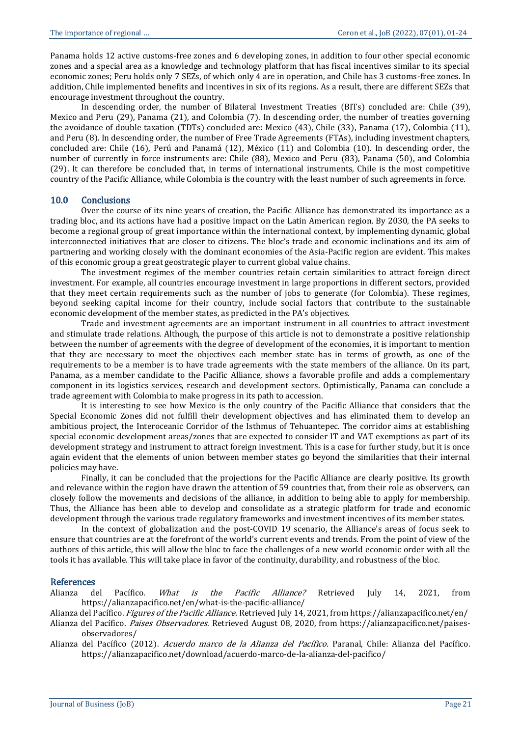Panama holds 12 active customs-free zones and 6 developing zones, in addition to four other special economic zones and a special area as a knowledge and technology platform that has fiscal incentives similar to its special economic zones; Peru holds only 7 SEZs, of which only 4 are in operation, and Chile has 3 customs-free zones. In addition, Chile implemented benefits and incentives in six of its regions. As a result, there are different SEZs that encourage investment throughout the country.

In descending order, the number of Bilateral Investment Treaties (BITs) concluded are: Chile (39), Mexico and Peru (29), Panama (21), and Colombia (7). In descending order, the number of treaties governing the avoidance of double taxation (TDTs) concluded are: Mexico (43), Chile (33), Panama (17), Colombia (11), and Peru (8). In descending order, the number of Free Trade Agreements (FTAs), including investment chapters, concluded are: Chile (16), Perú and Panamá (12), México (11) and Colombia (10). In descending order, the number of currently in force instruments are: Chile (88), Mexico and Peru (83), Panama (50), and Colombia (29). It can therefore be concluded that, in terms of international instruments, Chile is the most competitive country of the Pacific Alliance, while Colombia is the country with the least number of such agreements in force.

## 10.0 Conclusions

Over the course of its nine years of creation, the Pacific Alliance has demonstrated its importance as a trading bloc, and its actions have had a positive impact on the Latin American region. By 2030, the PA seeks to become a regional group of great importance within the international context, by implementing dynamic, global interconnected initiatives that are closer to citizens. The bloc's trade and economic inclinations and its aim of partnering and working closely with the dominant economies of the Asia-Pacific region are evident. This makes of this economic group a great geostrategic player to current global value chains.

The investment regimes of the member countries retain certain similarities to attract foreign direct investment. For example, all countries encourage investment in large proportions in different sectors, provided that they meet certain requirements such as the number of jobs to generate (for Colombia). These regimes, beyond seeking capital income for their country, include social factors that contribute to the sustainable economic development of the member states, as predicted in the PA's objectives.

Trade and investment agreements are an important instrument in all countries to attract investment and stimulate trade relations. Although, the purpose of this article is not to demonstrate a positive relationship between the number of agreements with the degree of development of the economies, it is important to mention that they are necessary to meet the objectives each member state has in terms of growth, as one of the requirements to be a member is to have trade agreements with the state members of the alliance. On its part, Panama, as a member candidate to the Pacific Alliance, shows a favorable profile and adds a complementary component in its logistics services, research and development sectors. Optimistically, Panama can conclude a trade agreement with Colombia to make progress in its path to accession.

It is interesting to see how Mexico is the only country of the Pacific Alliance that considers that the Special Economic Zones did not fulfill their development objectives and has eliminated them to develop an ambitious project, the Interoceanic Corridor of the Isthmus of Tehuantepec. The corridor aims at establishing special economic development areas/zones that are expected to consider IT and VAT exemptions as part of its development strategy and instrument to attract foreign investment. This is a case for further study, but it is once again evident that the elements of union between member states go beyond the similarities that their internal policies may have.

Finally, it can be concluded that the projections for the Pacific Alliance are clearly positive. Its growth and relevance within the region have drawn the attention of 59 countries that, from their role as observers, can closely follow the movements and decisions of the alliance, in addition to being able to apply for membership. Thus, the Alliance has been able to develop and consolidate as a strategic platform for trade and economic development through the various trade regulatory frameworks and investment incentives of its member states.

In the context of globalization and the post-COVID 19 scenario, the Alliance's areas of focus seek to ensure that countries are at the forefront of the world's current events and trends. From the point of view of the authors of this article, this will allow the bloc to face the challenges of a new world economic order with all the tools it has available. This will take place in favor of the continuity, durability, and robustness of the bloc.

## References

Alianza del Pacífico. *What is the Pacific Alliance?* Retrieved July 14, 2021, from https://alianzapacifico.net/en/what-is-the-pacific-alliance/

Alianza del Pacífico. *Figures of the Pacific Alliance.* Retrieved July 14, 2021, from https://alianzapacifico.net/en/

Alianza del Pacífico. *Paises Observadores*. Retrieved August 08, 2020, from https://alianzapacifico.net/paises-observadores/

Alianza del Pacífico (2012). *Acuerdo marco de la Alianza del Pacífico.* Paranal, Chile: Alianza del Pacífico. https://alianzapacifico.net/download/acuerdo-marco-de-la-alianza-del-pacifico/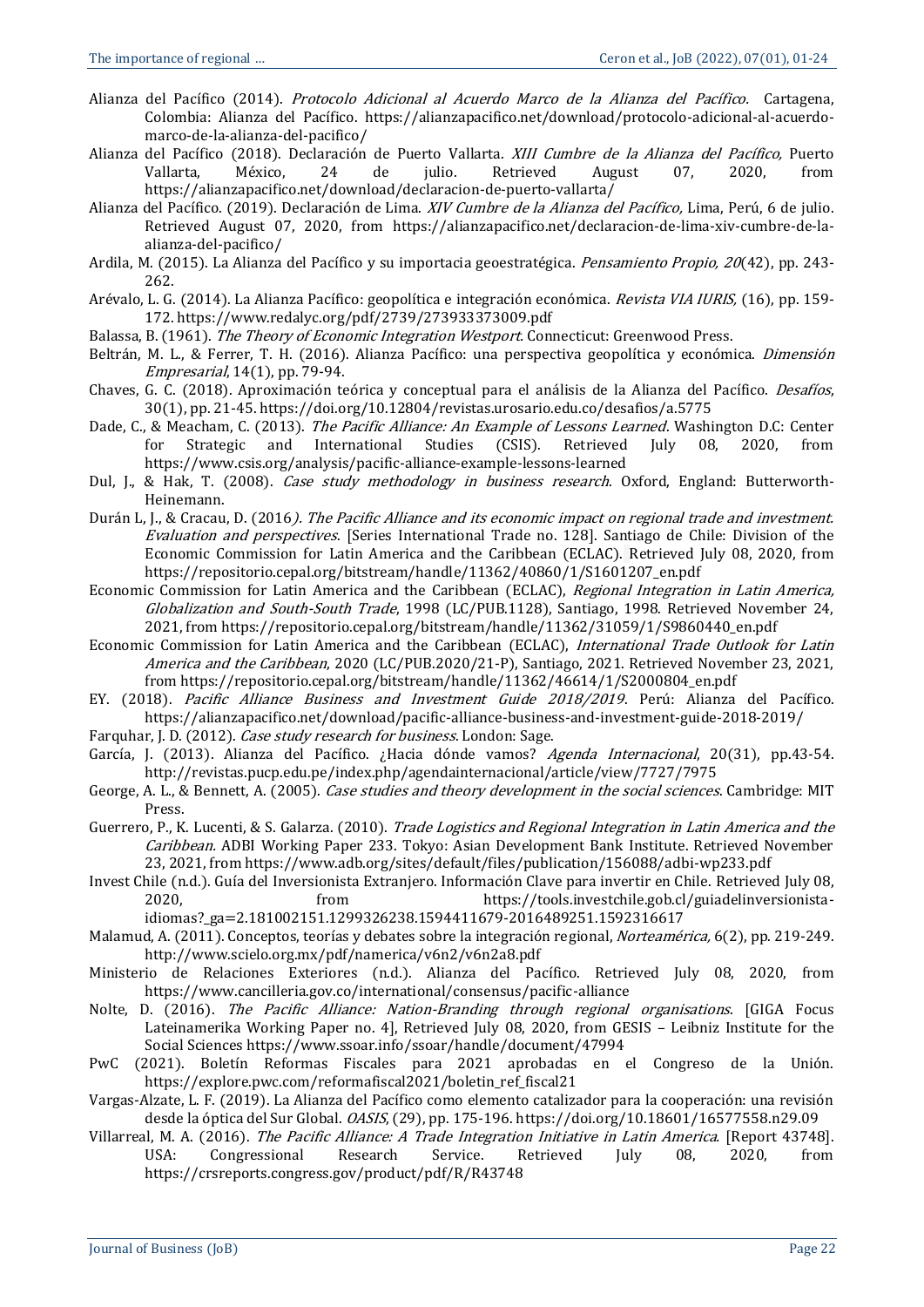Alianza del Pacífico (2014). *Protocolo Adicional al Acuerdo Marco de la Alianza del Pacífico.* Cartagena, Colombia: Alianza del Pacífico. https://alianzapacifico.net/download/protocolo-adicional-al-acuerdo-marco-de-la-alianza-del-pacifico/

Alianza del Pacífico (2018). Declaración de Puerto Vallarta. *XIII Cumbre de la Alianza del Pacífico,* Puerto Vallarta, México, 24 de julio. Retrieved August 07, 2020, from https://alianzapacifico.net/download/declaracion-de-puerto-vallarta/

Alianza del Pacífico. (2019). Declaración de Lima. *XIV Cumbre de la Alianza del Pacífico,* Lima, Perú, 6 de julio. Retrieved August 07, 2020, from https://alianzapacifico.net/declaracion-de-lima-xiv-cumbre-de-la-alianza-del-pacifico/

Ardila, M. (2015). La Alianza del Pacífico y su importacia geoestratégica. *Pensamiento Propio, 20*(42), pp. 243-262.

Arévalo, L. G. (2014). La Alianza Pacífico: geopolítica e integración económica. *Revista VIA IURIS,* (16), pp. 159-172. https://www.redalyc.org/pdf/2739/273933373009.pdf

Balassa, B. (1961). *The Theory of Economic Integration Westport*. Connecticut: Greenwood Press.

Beltrán, M. L., & Ferrer, T. H. (2016). Alianza Pacífico: una perspectiva geopolítica y económica. *Dimensión Empresarial*, 14(1), pp. 79-94.

Chaves, G. C. (2018). Aproximación teórica y conceptual para el análisis de la Alianza del Pacífico. *Desafíos*, 30(1), pp. 21-45. https://doi.org/10.12804/revistas.urosario.edu.co/desafios/a.5775

Dade, C., & Meacham, C. (2013). *The Pacific Alliance: An Example of Lessons Learned*. Washington D.C: Center for Strategic and International Studies (CSIS). Retrieved July 08, 2020, from https://www.csis.org/analysis/pacific-alliance-example-lessons-learned

Dul, J., & Hak, T. (2008). *Case study methodology in business research*. Oxford, England: Butterworth-Heinemann.

Durán L, J., & Cracau, D. (2016*). The Pacific Alliance and its economic impact on regional trade and investment. Evaluation and perspectives*. [Series International Trade no. 128]. Santiago de Chile: Division of the Economic Commission for Latin America and the Caribbean (ECLAC). Retrieved July 08, 2020, from https://repositorio.cepal.org/bitstream/handle/11362/40860/1/S1601207_en.pdf

Economic Commission for Latin America and the Caribbean (ECLAC), *Regional Integration in Latin America, Globalization and South-South Trade*, 1998 (LC/PUB.1128), Santiago, 1998. Retrieved November 24, 2021, from https://repositorio.cepal.org/bitstream/handle/11362/31059/1/S9860440_en.pdf

Economic Commission for Latin America and the Caribbean (ECLAC), *International Trade Outlook for Latin America and the Caribbean*, 2020 (LC/PUB.2020/21-P), Santiago, 2021. Retrieved November 23, 2021, from https://repositorio.cepal.org/bitstream/handle/11362/46614/1/S2000804_en.pdf

EY. (2018). *Pacific Alliance Business and Investment Guide 2018/2019*. Perú: Alianza del Pacífico. https://alianzapacifico.net/download/pacific-alliance-business-and-investment-guide-2018-2019/

Farquhar, J. D. (2012). *Case study research for business*. London: Sage.

García, J. (2013). Alianza del Pacífico. ¿Hacia dónde vamos? *Agenda Internacional*, 20(31), pp.43-54. http://revistas.pucp.edu.pe/index.php/agendainternacional/article/view/7727/7975

George, A. L., & Bennett, A. (2005). *Case studies and theory development in the social sciences*. Cambridge: MIT Press.

Guerrero, P., K. Lucenti, & S. Galarza. (2010). *Trade Logistics and Regional Integration in Latin America and the Caribbean.* ADBI Working Paper 233. Tokyo: Asian Development Bank Institute. Retrieved November 23, 2021, from https://www.adb.org/sites/default/files/publication/156088/adbi-wp233.pdf

Invest Chile (n.d.). Guía del Inversionista Extranjero. Información Clave para invertir en Chile. Retrieved July 08, 2020, from https://tools.investchile.gob.cl/guiadelinversionista-idiomas?_ga=2.181002151.1299326238.1594411679-2016489251.1592316617

Malamud, A. (2011). Conceptos, teorías y debates sobre la integración regional, *Norteamérica,* 6(2), pp. 219-249. http://www.scielo.org.mx/pdf/namerica/v6n2/v6n2a8.pdf

Ministerio de Relaciones Exteriores (n.d.). Alianza del Pacífico. Retrieved July 08, 2020, from https://www.cancilleria.gov.co/international/consensus/pacific-alliance

Nolte, D. (2016). *The Pacific Alliance: Nation-Branding through regional organisations*. [GIGA Focus Lateinamerika Working Paper no. 4], Retrieved July 08, 2020, from GESIS – Leibniz Institute for the Social Sciences https://www.ssoar.info/ssoar/handle/document/47994

PwC (2021). Boletín Reformas Fiscales para 2021 aprobadas en el Congreso de la Unión. https://explore.pwc.com/reformafiscal2021/boletin_ref_fiscal21

Vargas-Alzate, L. F. (2019). La Alianza del Pacífico como elemento catalizador para la cooperación: una revisión desde la óptica del Sur Global. *OASIS*, (29), pp. 175-196. https://doi.org/10.18601/16577558.n29.09

Villarreal, M. A. (2016). *The Pacific Alliance: A Trade Integration Initiative in Latin America*. [Report 43748]. USA: Congressional Research Service. Retrieved July 08, 2020, from https://crsreports.congress.gov/product/pdf/R/R43748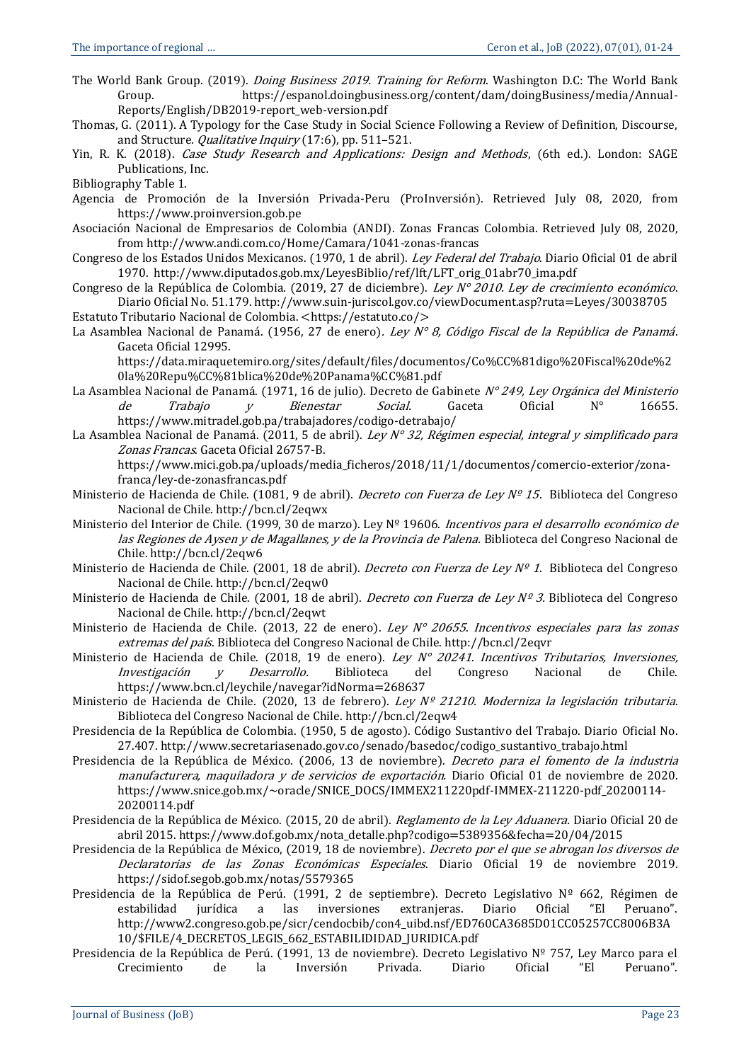The World Bank Group. (2019). *Doing Business 2019. Training for Reform*. Washington D.C: The World Bank Group. https://espanol.doingbusiness.org/content/dam/doingBusiness/media/Annual-Reports/English/DB2019-report_web-version.pdf

Thomas, G. (2011). A Typology for the Case Study in Social Science Following a Review of Definition, Discourse, and Structure. *Qualitative Inquiry* (17:6), pp. 511–521.

Yin, R. K. (2018). *Case Study Research and Applications: Design and Methods*, (6th ed.). London: SAGE Publications, Inc.

Bibliography Table 1.

Agencia de Promoción de la Inversión Privada-Peru (ProInversión). Retrieved July 08, 2020, from https://www.proinversion.gob.pe

Asociación Nacional de Empresarios de Colombia (ANDI). Zonas Francas Colombia. Retrieved July 08, 2020, from http://www.andi.com.co/Home/Camara/1041-zonas-francas

Congreso de los Estados Unidos Mexicanos. (1970, 1 de abril). *Ley Federal del Trabajo*. Diario Oficial 01 de abril 1970. http://www.diputados.gob.mx/LeyesBiblio/ref/lft/LFT_orig_01abr70_ima.pdf

Congreso de la República de Colombia. (2019, 27 de diciembre). *Ley N° 2010. Ley de crecimiento económico*. Diario Oficial No. 51.179. http://www.suin-juriscol.gov.co/viewDocument.asp?ruta=Leyes/30038705

Estatuto Tributario Nacional de Colombia. <https://estatuto.co/>

La Asamblea Nacional de Panamá. (1956, 27 de enero). *Ley N° 8, Código Fiscal de la República de Panamá*. Gaceta Oficial 12995. https://data.miraquetemiro.org/sites/default/files/documentos/Co%CC%81digo%20Fiscal%20de%20la%20Repu%CC%81blica%20de%20Panama%CC%81.pdf

La Asamblea Nacional de Panamá. (1971, 16 de julio). Decreto de Gabinete *N° 249, Ley Orgánica del Ministerio de Trabajo y Bienestar Social.* Gaceta Oficial N° 16655. https://www.mitradel.gob.pa/trabajadores/codigo-detrabajo/

La Asamblea Nacional de Panamá. (2011, 5 de abril). *Ley N° 32, Régimen especial, integral y simplificado para Zonas Francas*. Gaceta Oficial 26757-B. https://www.mici.gob.pa/uploads/media_ficheros/2018/11/1/documentos/comercio-exterior/zona-franca/ley-de-zonasfrancas.pdf

Ministerio de Hacienda de Chile. (1081, 9 de abril). *Decreto con Fuerza de Ley Nº 15*. Biblioteca del Congreso Nacional de Chile. http://bcn.cl/2eqwx

Ministerio del Interior de Chile. (1999, 30 de marzo). Ley Nº 19606. *Incentivos para el desarrollo económico de las Regiones de Aysen y de Magallanes, y de la Provincia de Palena.* Biblioteca del Congreso Nacional de Chile. http://bcn.cl/2eqw6

Ministerio de Hacienda de Chile. (2001, 18 de abril). *Decreto con Fuerza de Ley Nº 1*. Biblioteca del Congreso Nacional de Chile. http://bcn.cl/2eqw0

Ministerio de Hacienda de Chile. (2001, 18 de abril). *Decreto con Fuerza de Ley Nº 3*. Biblioteca del Congreso Nacional de Chile. http://bcn.cl/2eqwt

Ministerio de Hacienda de Chile. (2013, 22 de enero). *Ley N° 20655. Incentivos especiales para las zonas extremas del país*. Biblioteca del Congreso Nacional de Chile. http://bcn.cl/2eqvr

Ministerio de Hacienda de Chile. (2018, 19 de enero). *Ley N° 20241. Incentivos Tributarios, Inversiones, Investigación y Desarrollo.* Biblioteca del Congreso Nacional de Chile. https://www.bcn.cl/leychile/navegar?idNorma=268637

Ministerio de Hacienda de Chile. (2020, 13 de febrero). *Ley Nº 21210. Moderniza la legislación tributaria*. Biblioteca del Congreso Nacional de Chile. http://bcn.cl/2eqw4

Presidencia de la República de Colombia. (1950, 5 de agosto). Código Sustantivo del Trabajo. Diario Oficial No. 27.407. http://www.secretariasenado.gov.co/senado/basedoc/codigo_sustantivo_trabajo.html

Presidencia de la República de México. (2006, 13 de noviembre). *Decreto para el fomento de la industria manufacturera, maquiladora y de servicios de exportación.* Diario Oficial 01 de noviembre de 2020. https://www.snice.gob.mx/~oracle/SNICE_DOCS/IMMEX211220pdf-IMMEX-211220-pdf_20200114-20200114.pdf

Presidencia de la República de México. (2015, 20 de abril). *Reglamento de la Ley Aduanera.* Diario Oficial 20 de abril 2015. https://www.dof.gob.mx/nota_detalle.php?codigo=5389356&fecha=20/04/2015

Presidencia de la República de México, (2019, 18 de noviembre). *Decreto por el que se abrogan los diversos de Declaratorias de las Zonas Económicas Especiales*. Diario Oficial 19 de noviembre 2019. https://sidof.segob.gob.mx/notas/5579365

Presidencia de la República de Perú. (1991, 2 de septiembre). Decreto Legislativo Nº 662, Régimen de estabilidad jurídica a las inversiones extranjeras. Diario Oficial "El Peruano". http://www2.congreso.gob.pe/sicr/cendocbib/con4_uibd.nsf/ED760CA3685D01CC05257CC8006B3A10/$FILE/4_DECRETOS_LEGIS_662_ESTABILIDIDAD_JURIDICA.pdf

Presidencia de la República de Perú. (1991, 13 de noviembre). Decreto Legislativo Nº 757, Ley Marco para el Crecimiento de la Inversión Privada. Diario Oficial "El Peruano".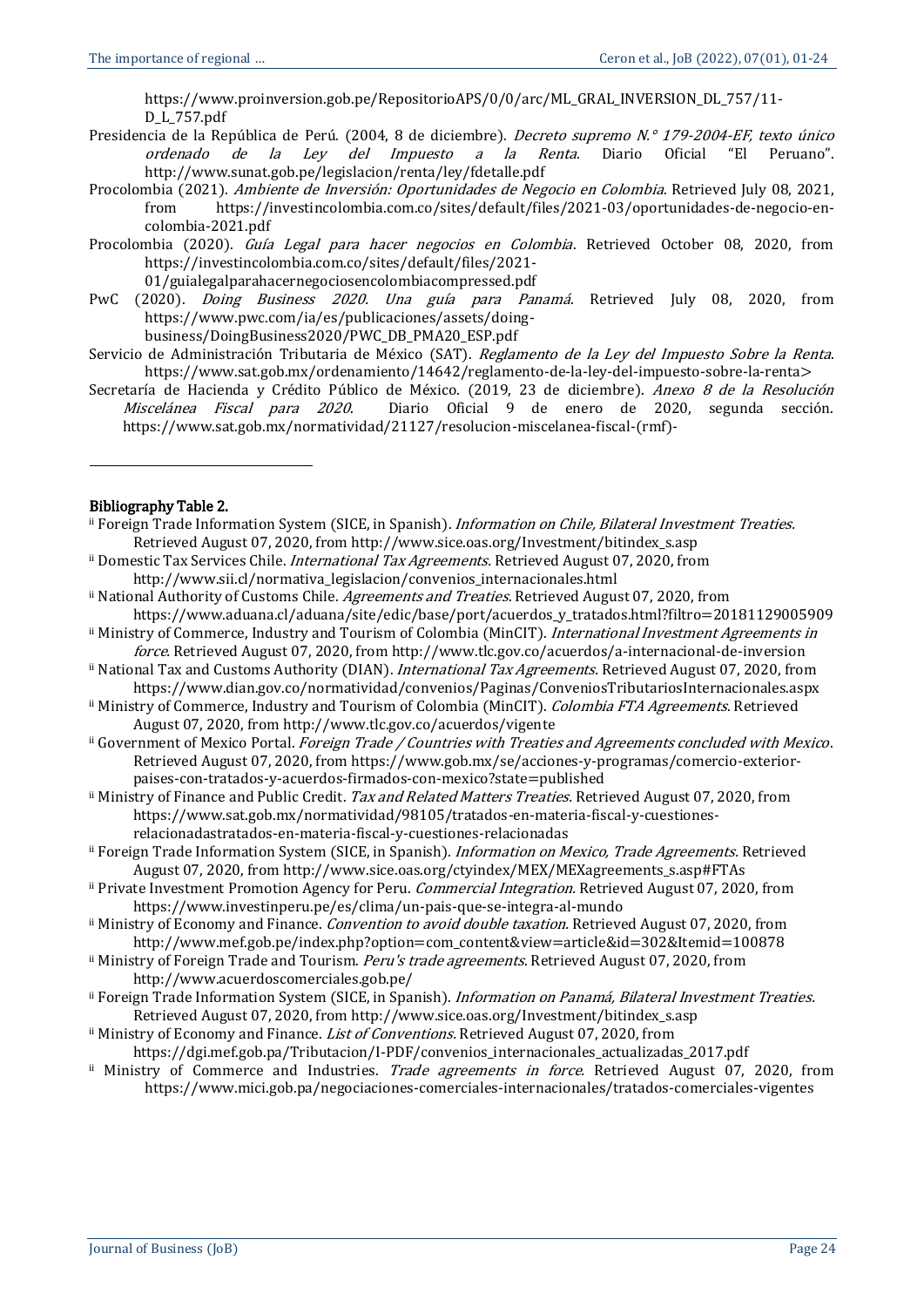https://www.proinversion.gob.pe/RepositorioAPS/0/0/arc/ML_GRAL_INVERSION_DL_757/11-D_L_757.pdf

Presidencia de la República de Perú. (2004, 8 de diciembre). *Decreto supremo N.° 179-2004-EF, texto único ordenado de la Ley del Impuesto a la Renta*. Diario Oficial "El Peruano". http://www.sunat.gob.pe/legislacion/renta/ley/fdetalle.pdf

Procolombia (2021). *Ambiente de Inversión: Oportunidades de Negocio en Colombia*. Retrieved July 08, 2021, from https://investincolombia.com.co/sites/default/files/2021-03/oportunidades-de-negocio-en-colombia-2021.pdf

Procolombia (2020). *Guía Legal para hacer negocios en Colombia*. Retrieved October 08, 2020, from https://investincolombia.com.co/sites/default/files/2021-01/guialegalparahacernegociosencolombiacompressed.pdf

PwC (2020). *Doing Business 2020. Una guía para Panamá*. Retrieved July 08, 2020, from https://www.pwc.com/ia/es/publicaciones/assets/doing-business/DoingBusiness2020/PWC_DB_PMA20_ESP.pdf

Servicio de Administración Tributaria de México (SAT). *Reglamento de la Ley del Impuesto Sobre la Renta*. https://www.sat.gob.mx/ordenamiento/14642/reglamento-de-la-ley-del-impuesto-sobre-la-renta>

Secretaría de Hacienda y Crédito Público de México. (2019, 23 de diciembre). *Anexo 8 de la Resolución Miscelánea Fiscal para 2020*. Diario Oficial 9 de enero de 2020, segunda sección. https://www.sat.gob.mx/normatividad/21127/resolucion-miscelanea-fiscal-(rmf)-

---

**Bibliography Table 2.**

[ii] Foreign Trade Information System (SICE, in Spanish). *Information on Chile, Bilateral Investment Treaties.* Retrieved August 07, 2020, from http://www.sice.oas.org/Investment/bitindex_s.asp

[ii] Domestic Tax Services Chile. *International Tax Agreements.* Retrieved August 07, 2020, from http://www.sii.cl/normativa_legislacion/convenios_internacionales.html

[ii] National Authority of Customs Chile. *Agreements and Treaties*. Retrieved August 07, 2020, from https://www.aduana.cl/aduana/site/edic/base/port/acuerdos_y_tratados.html?filtro=20181129005909

[ii] Ministry of Commerce, Industry and Tourism of Colombia (MinCIT). *International Investment Agreements in force*. Retrieved August 07, 2020, from http://www.tlc.gov.co/acuerdos/a-internacional-de-inversion

[ii] National Tax and Customs Authority (DIAN). *International Tax Agreements.* Retrieved August 07, 2020, from https://www.dian.gov.co/normatividad/convenios/Paginas/ConveniosTributariosInternacionales.aspx

[ii] Ministry of Commerce, Industry and Tourism of Colombia (MinCIT). *Colombia FTA Agreements*. Retrieved August 07, 2020, from http://www.tlc.gov.co/acuerdos/vigente

[ii] Government of Mexico Portal. *Foreign Trade / Countries with Treaties and Agreements concluded with Mexico*. Retrieved August 07, 2020, from https://www.gob.mx/se/acciones-y-programas/comercio-exterior-paises-con-tratados-y-acuerdos-firmados-con-mexico?state=published

[ii] Ministry of Finance and Public Credit. *Tax and Related Matters Treaties.* Retrieved August 07, 2020, from https://www.sat.gob.mx/normatividad/98105/tratados-en-materia-fiscal-y-cuestiones-relacionadastratados-en-materia-fiscal-y-cuestiones-relacionadas

[ii] Foreign Trade Information System (SICE, in Spanish). *Information on Mexico, Trade Agreements.* Retrieved August 07, 2020, from http://www.sice.oas.org/ctyindex/MEX/MEXagreements_s.asp#FTAs

[ii] Private Investment Promotion Agency for Peru. *Commercial Integration.* Retrieved August 07, 2020, from https://www.investinperu.pe/es/clima/un-pais-que-se-integra-al-mundo

[ii] Ministry of Economy and Finance. *Convention to avoid double taxation.* Retrieved August 07, 2020, from http://www.mef.gob.pe/index.php?option=com_content&view=article&id=302&Itemid=100878

[ii] Ministry of Foreign Trade and Tourism. *Peru's trade agreements.* Retrieved August 07, 2020, from http://www.acuerdoscomerciales.gob.pe/

[ii] Foreign Trade Information System (SICE, in Spanish). *Information on Panamá, Bilateral Investment Treaties.* Retrieved August 07, 2020, from http://www.sice.oas.org/Investment/bitindex_s.asp

[ii] Ministry of Economy and Finance. *List of Conventions.* Retrieved August 07, 2020, from https://dgi.mef.gob.pa/Tributacion/I-PDF/convenios_internacionales_actualizadas_2017.pdf

[ii] Ministry of Commerce and Industries. *Trade agreements in force.* Retrieved August 07, 2020, from https://www.mici.gob.pa/negociaciones-comerciales-internacionales/tratados-comerciales-vigentes